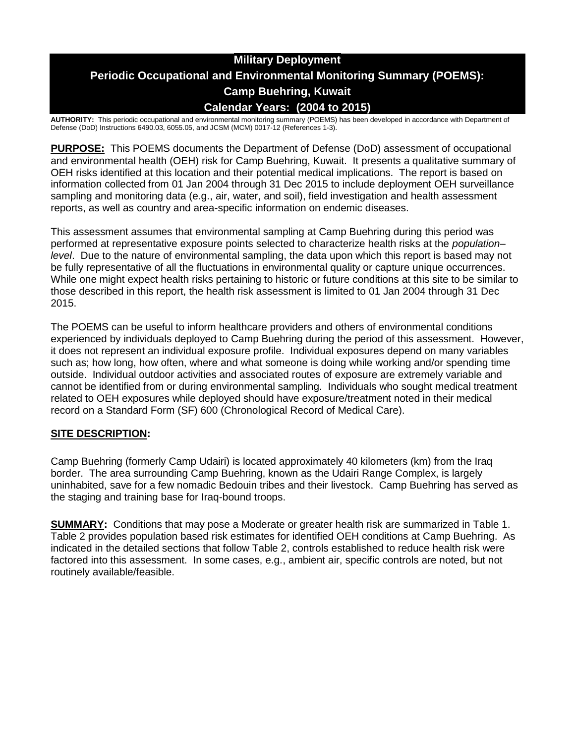# Military Deployment
# Periodic Occupational and Environmental Monitoring Summary (POEMS): Camp Buehring, Kuwait
# Calendar Years: (2004 to 2015)

**AUTHORITY:** This periodic occupational and environmental monitoring summary (POEMS) has been developed in accordance with Department of Defense (DoD) Instructions 6490.03, 6055.05, and JCSM (MCM) 0017-12 (References 1-3).

**PURPOSE:** This POEMS documents the Department of Defense (DoD) assessment of occupational and environmental health (OEH) risk for Camp Buehring, Kuwait. It presents a qualitative summary of OEH risks identified at this location and their potential medical implications. The report is based on information collected from 01 Jan 2004 through 31 Dec 2015 to include deployment OEH surveillance sampling and monitoring data (e.g., air, water, and soil), field investigation and health assessment reports, as well as country and area-specific information on endemic diseases.

This assessment assumes that environmental sampling at Camp Buehring during this period was performed at representative exposure points selected to characterize health risks at the *population–level*. Due to the nature of environmental sampling, the data upon which this report is based may not be fully representative of all the fluctuations in environmental quality or capture unique occurrences. While one might expect health risks pertaining to historic or future conditions at this site to be similar to those described in this report, the health risk assessment is limited to 01 Jan 2004 through 31 Dec 2015.

The POEMS can be useful to inform healthcare providers and others of environmental conditions experienced by individuals deployed to Camp Buehring during the period of this assessment. However, it does not represent an individual exposure profile. Individual exposures depend on many variables such as; how long, how often, where and what someone is doing while working and/or spending time outside. Individual outdoor activities and associated routes of exposure are extremely variable and cannot be identified from or during environmental sampling. Individuals who sought medical treatment related to OEH exposures while deployed should have exposure/treatment noted in their medical record on a Standard Form (SF) 600 (Chronological Record of Medical Care).

**SITE DESCRIPTION:**

Camp Buehring (formerly Camp Udairi) is located approximately 40 kilometers (km) from the Iraq border. The area surrounding Camp Buehring, known as the Udairi Range Complex, is largely uninhabited, save for a few nomadic Bedouin tribes and their livestock. Camp Buehring has served as the staging and training base for Iraq-bound troops.

**SUMMARY:** Conditions that may pose a Moderate or greater health risk are summarized in Table 1. Table 2 provides population based risk estimates for identified OEH conditions at Camp Buehring. As indicated in the detailed sections that follow Table 2, controls established to reduce health risk were factored into this assessment. In some cases, e.g., ambient air, specific controls are noted, but not routinely available/feasible.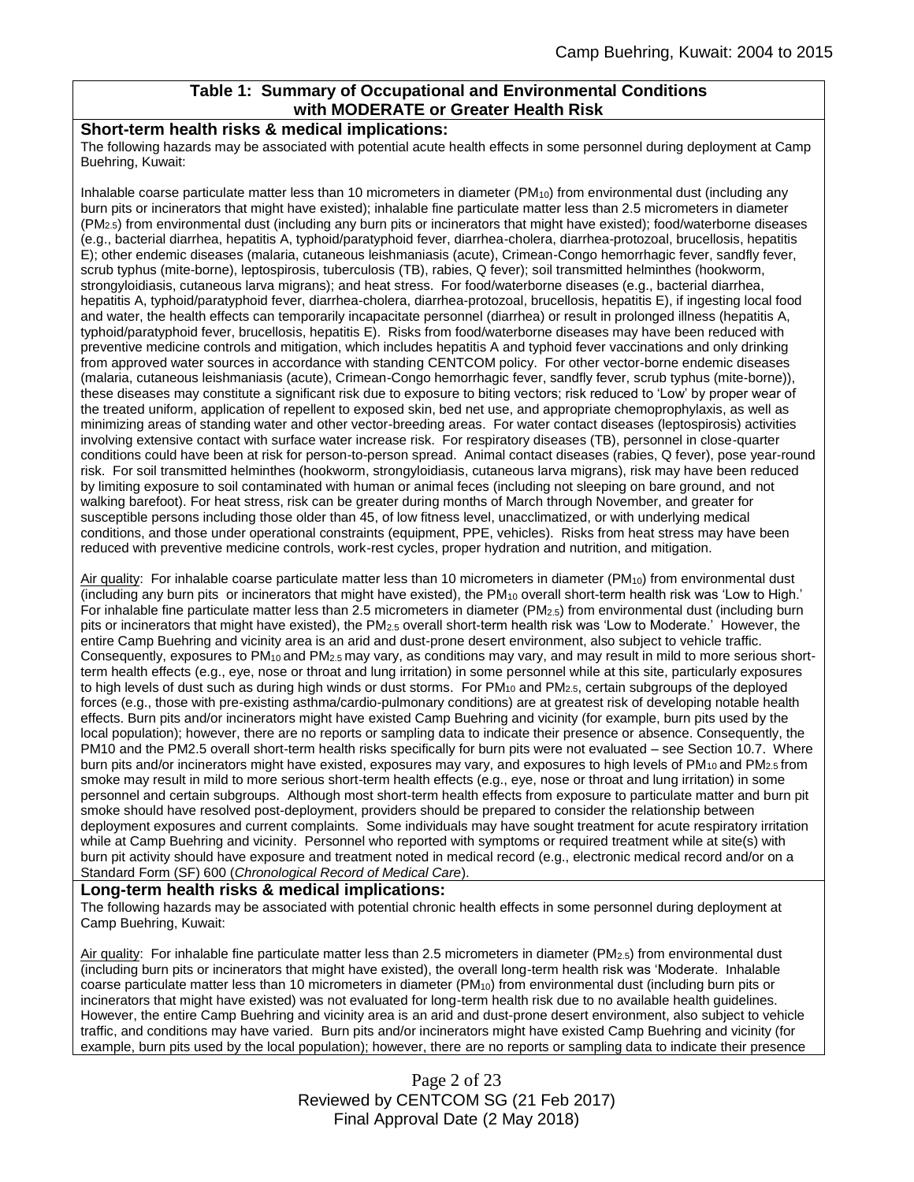**Table 1: Summary of Occupational and Environmental Conditions with MODERATE or Greater Health Risk**

**Short-term health risks & medical implications:**

The following hazards may be associated with potential acute health effects in some personnel during deployment at Camp Buehring, Kuwait:

Inhalable coarse particulate matter less than 10 micrometers in diameter ($PM_{10}$) from environmental dust (including any burn pits or incinerators that might have existed); inhalable fine particulate matter less than 2.5 micrometers in diameter ($PM_{2.5}$) from environmental dust (including any burn pits or incinerators that might have existed); food/waterborne diseases (e.g., bacterial diarrhea, hepatitis A, typhoid/paratyphoid fever, diarrhea-cholera, diarrhea-protozoal, brucellosis, hepatitis E); other endemic diseases (malaria, cutaneous leishmaniasis (acute), Crimean-Congo hemorrhagic fever, sandfly fever, scrub typhus (mite-borne), leptospirosis, tuberculosis (TB), rabies, Q fever); soil transmitted helminthes (hookworm, strongyloidiasis, cutaneous larva migrans); and heat stress. For food/waterborne diseases (e.g., bacterial diarrhea, hepatitis A, typhoid/paratyphoid fever, diarrhea-cholera, diarrhea-protozoal, brucellosis, hepatitis E), if ingesting local food and water, the health effects can temporarily incapacitate personnel (diarrhea) or result in prolonged illness (hepatitis A, typhoid/paratyphoid fever, brucellosis, hepatitis E). Risks from food/waterborne diseases may have been reduced with preventive medicine controls and mitigation, which includes hepatitis A and typhoid fever vaccinations and only drinking from approved water sources in accordance with standing CENTCOM policy. For other vector-borne endemic diseases (malaria, cutaneous leishmaniasis (acute), Crimean-Congo hemorrhagic fever, sandfly fever, scrub typhus (mite-borne)), these diseases may constitute a significant risk due to exposure to biting vectors; risk reduced to 'Low' by proper wear of the treated uniform, application of repellent to exposed skin, bed net use, and appropriate chemoprophylaxis, as well as minimizing areas of standing water and other vector-breeding areas. For water contact diseases (leptospirosis) activities involving extensive contact with surface water increase risk. For respiratory diseases (TB), personnel in close-quarter conditions could have been at risk for person-to-person spread. Animal contact diseases (rabies, Q fever), pose year-round risk. For soil transmitted helminthes (hookworm, strongyloidiasis, cutaneous larva migrans), risk may have been reduced by limiting exposure to soil contaminated with human or animal feces (including not sleeping on bare ground, and not walking barefoot). For heat stress, risk can be greater during months of March through November, and greater for susceptible persons including those older than 45, of low fitness level, unacclimatized, or with underlying medical conditions, and those under operational constraints (equipment, PPE, vehicles). Risks from heat stress may have been reduced with preventive medicine controls, work-rest cycles, proper hydration and nutrition, and mitigation.

Air quality: For inhalable coarse particulate matter less than 10 micrometers in diameter ($PM_{10}$) from environmental dust (including any burn pits or incinerators that might have existed), the $PM_{10}$ overall short-term health risk was 'Low to High.' For inhalable fine particulate matter less than 2.5 micrometers in diameter ($PM_{2.5}$) from environmental dust (including burn pits or incinerators that might have existed), the $PM_{2.5}$ overall short-term health risk was 'Low to Moderate.' However, the entire Camp Buehring and vicinity area is an arid and dust-prone desert environment, also subject to vehicle traffic. Consequently, exposures to $PM_{10}$ and $PM_{2.5}$ may vary, as conditions may vary, and may result in mild to more serious short-term health effects (e.g., eye, nose or throat and lung irritation) in some personnel while at this site, particularly exposures to high levels of dust such as during high winds or dust storms. For $PM_{10}$ and $PM_{2.5}$, certain subgroups of the deployed forces (e.g., those with pre-existing asthma/cardio-pulmonary conditions) are at greatest risk of developing notable health effects. Burn pits and/or incinerators might have existed Camp Buehring and vicinity (for example, burn pits used by the local population); however, there are no reports or sampling data to indicate their presence or absence. Consequently, the PM10 and the PM2.5 overall short-term health risks specifically for burn pits were not evaluated – see Section 10.7. Where burn pits and/or incinerators might have existed, exposures may vary, and exposures to high levels of $PM_{10}$ and $PM_{2.5}$ from smoke may result in mild to more serious short-term health effects (e.g., eye, nose or throat and lung irritation) in some personnel and certain subgroups. Although most short-term health effects from exposure to particulate matter and burn pit smoke should have resolved post-deployment, providers should be prepared to consider the relationship between deployment exposures and current complaints. Some individuals may have sought treatment for acute respiratory irritation while at Camp Buehring and vicinity. Personnel who reported with symptoms or required treatment while at site(s) with burn pit activity should have exposure and treatment noted in medical record (e.g., electronic medical record and/or on a Standard Form (SF) 600 (*Chronological Record of Medical Care*).

**Long-term health risks & medical implications:**

The following hazards may be associated with potential chronic health effects in some personnel during deployment at Camp Buehring, Kuwait:

Air quality: For inhalable fine particulate matter less than 2.5 micrometers in diameter ($PM_{2.5}$) from environmental dust (including burn pits or incinerators that might have existed), the overall long-term health risk was 'Moderate. Inhalable coarse particulate matter less than 10 micrometers in diameter ($PM_{10}$) from environmental dust (including burn pits or incinerators that might have existed) was not evaluated for long-term health risk due to no available health guidelines. However, the entire Camp Buehring and vicinity area is an arid and dust-prone desert environment, also subject to vehicle traffic, and conditions may have varied. Burn pits and/or incinerators might have existed Camp Buehring and vicinity (for example, burn pits used by the local population); however, there are no reports or sampling data to indicate their presence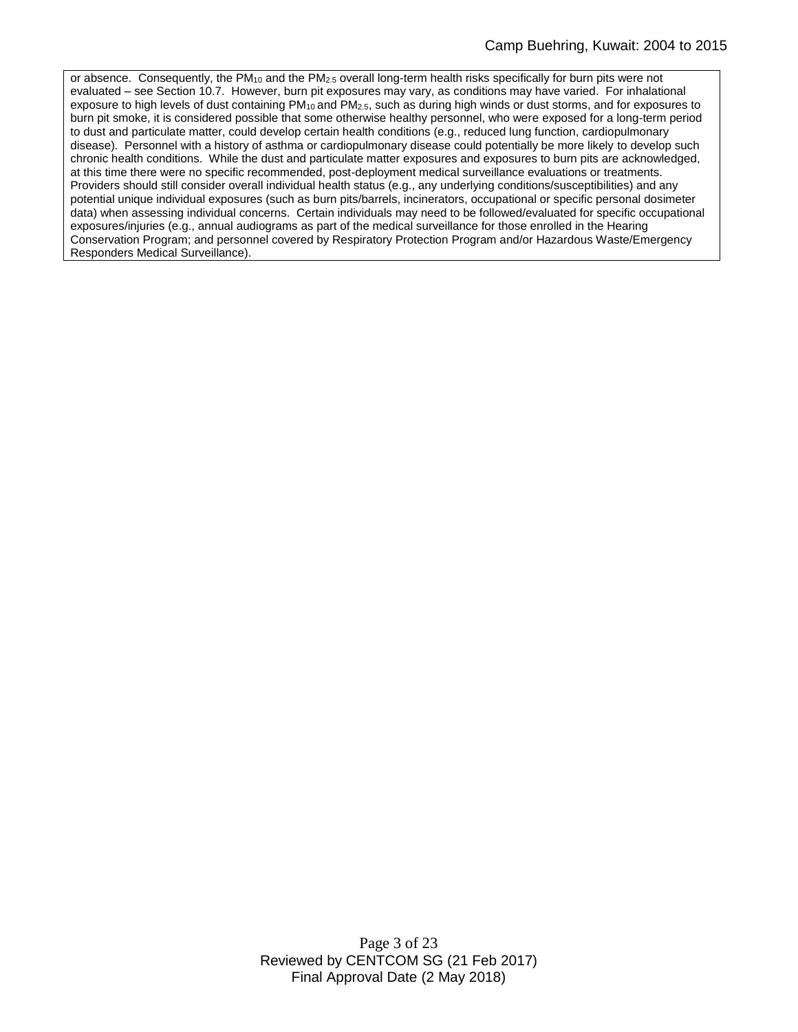or absence. Consequently, the $PM_{10}$ and the $PM_{2.5}$ overall long-term health risks specifically for burn pits were not evaluated – see Section 10.7. However, burn pit exposures may vary, as conditions may have varied. For inhalational exposure to high levels of dust containing $PM_{10}$ and $PM_{2.5}$, such as during high winds or dust storms, and for exposures to burn pit smoke, it is considered possible that some otherwise healthy personnel, who were exposed for a long-term period to dust and particulate matter, could develop certain health conditions (e.g., reduced lung function, cardiopulmonary disease). Personnel with a history of asthma or cardiopulmonary disease could potentially be more likely to develop such chronic health conditions. While the dust and particulate matter exposures and exposures to burn pits are acknowledged, at this time there were no specific recommended, post-deployment medical surveillance evaluations or treatments. Providers should still consider overall individual health status (e.g., any underlying conditions/susceptibilities) and any potential unique individual exposures (such as burn pits/barrels, incinerators, occupational or specific personal dosimeter data) when assessing individual concerns. Certain individuals may need to be followed/evaluated for specific occupational exposures/injuries (e.g., annual audiograms as part of the medical surveillance for those enrolled in the Hearing Conservation Program; and personnel covered by Respiratory Protection Program and/or Hazardous Waste/Emergency Responders Medical Surveillance).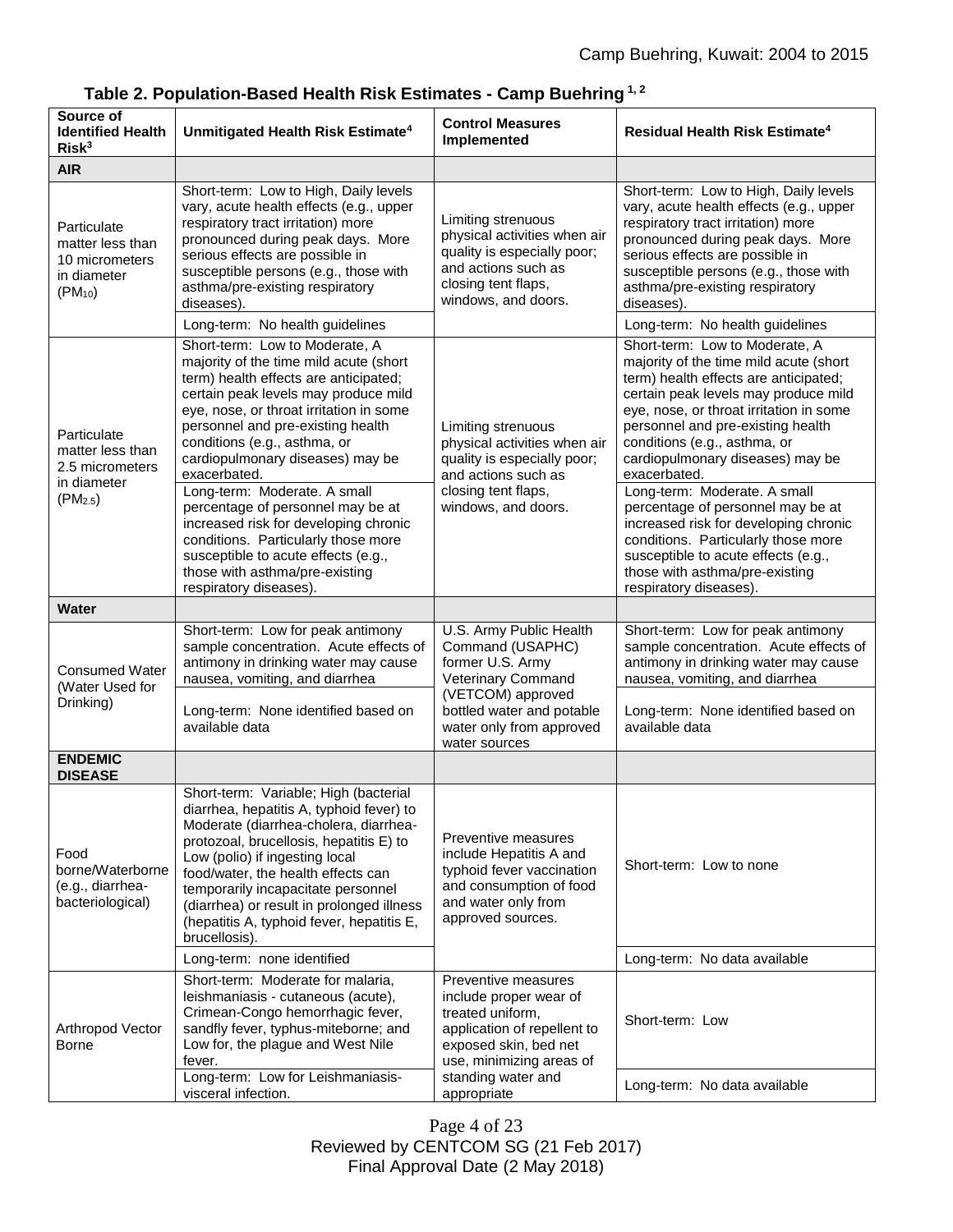**Table 2. Population-Based Health Risk Estimates - Camp Buehring [1, 2]**

| Source of Identified Health Risk[3] | Unmitigated Health Risk Estimate[4] | Control Measures Implemented | Residual Health Risk Estimate[4] |
|---|---|---|---|
| **AIR** | | | |
| Particulate matter less than 10 micrometers in diameter ($PM_{10}$) | Short-term: Low to High, Daily levels vary, acute health effects (e.g., upper respiratory tract irritation) more pronounced during peak days. More serious effects are possible in susceptible persons (e.g., those with asthma/pre-existing respiratory diseases). | Limiting strenuous physical activities when air quality is especially poor; and actions such as closing tent flaps, windows, and doors. | Short-term: Low to High, Daily levels vary, acute health effects (e.g., upper respiratory tract irritation) more pronounced during peak days. More serious effects are possible in susceptible persons (e.g., those with asthma/pre-existing respiratory diseases). |
| | Long-term: No health guidelines | | Long-term: No health guidelines |
| Particulate matter less than 2.5 micrometers in diameter ($PM_{2.5}$) | Short-term: Low to Moderate, A majority of the time mild acute (short term) health effects are anticipated; certain peak levels may produce mild eye, nose, or throat irritation in some personnel and pre-existing health conditions (e.g., asthma, or cardiopulmonary diseases) may be exacerbated. | Limiting strenuous physical activities when air quality is especially poor; and actions such as closing tent flaps, windows, and doors. | Short-term: Low to Moderate, A majority of the time mild acute (short term) health effects are anticipated; certain peak levels may produce mild eye, nose, or throat irritation in some personnel and pre-existing health conditions (e.g., asthma, or cardiopulmonary diseases) may be exacerbated. |
| | Long-term: Moderate. A small percentage of personnel may be at increased risk for developing chronic conditions. Particularly those more susceptible to acute effects (e.g., those with asthma/pre-existing respiratory diseases). | | Long-term: Moderate. A small percentage of personnel may be at increased risk for developing chronic conditions. Particularly those more susceptible to acute effects (e.g., those with asthma/pre-existing respiratory diseases). |
| **Water** | | | |
| Consumed Water (Water Used for Drinking) | Short-term: Low for peak antimony sample concentration. Acute effects of antimony in drinking water may cause nausea, vomiting, and diarrhea | U.S. Army Public Health Command (USAPHC) former U.S. Army Veterinary Command (VETCOM) approved bottled water and potable water only from approved water sources | Short-term: Low for peak antimony sample concentration. Acute effects of antimony in drinking water may cause nausea, vomiting, and diarrhea |
| | Long-term: None identified based on available data | | Long-term: None identified based on available data |
| **ENDEMIC DISEASE** | | | |
| Food borne/Waterborne (e.g., diarrhea-bacteriological) | Short-term: Variable; High (bacterial diarrhea, hepatitis A, typhoid fever) to Moderate (diarrhea-cholera, diarrhea-protozoal, brucellosis, hepatitis E) to Low (polio) if ingesting local food/water, the health effects can temporarily incapacitate personnel (diarrhea) or result in prolonged illness (hepatitis A, typhoid fever, hepatitis E, brucellosis). | Preventive measures include Hepatitis A and typhoid fever vaccination and consumption of food and water only from approved sources. | Short-term: Low to none |
| | Long-term: none identified | | Long-term: No data available |
| Arthropod Vector Borne | Short-term: Moderate for malaria, leishmaniasis - cutaneous (acute), Crimean-Congo hemorrhagic fever, sandfly fever, typhus-miteborne; and Low for, the plague and West Nile fever. | Preventive measures include proper wear of treated uniform, application of repellent to exposed skin, bed net use, minimizing areas of standing water and appropriate | Short-term: Low |
| | Long-term: Low for Leishmaniasis-visceral infection. | | Long-term: No data available |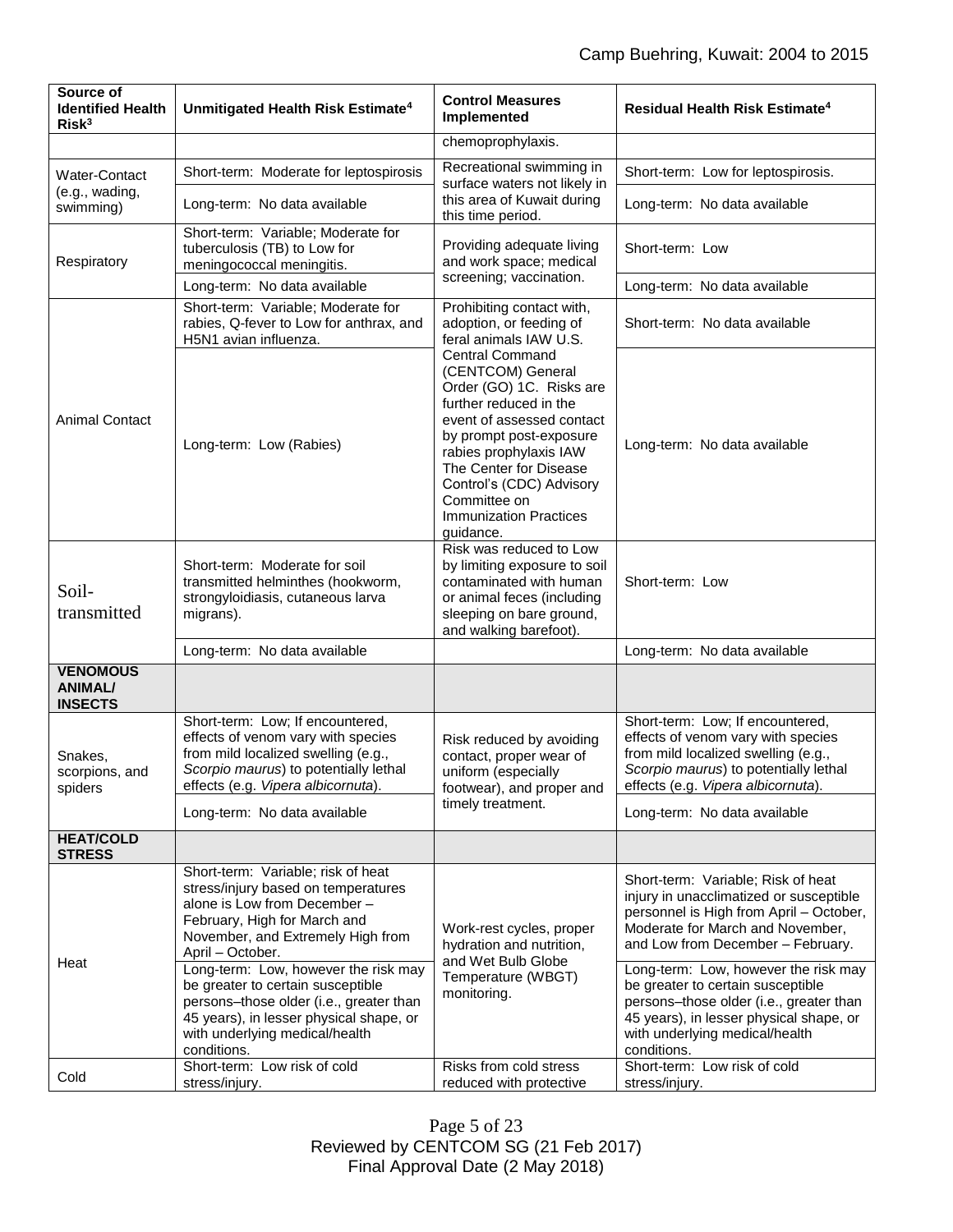| Source of Identified Health Risk[3] | Unmitigated Health Risk Estimate[4] | Control Measures Implemented | Residual Health Risk Estimate[4] |
|---|---|---|---|
| | | chemoprophylaxis. | |
| Water-Contact (e.g., wading, swimming) | Short-term: Moderate for leptospirosis | Recreational swimming in surface waters not likely in this area of Kuwait during this time period. | Short-term: Low for leptospirosis. |
| | Long-term: No data available | | Long-term: No data available |
| Respiratory | Short-term: Variable; Moderate for tuberculosis (TB) to Low for meningococcal meningitis. | Providing adequate living and work space; medical screening; vaccination. | Short-term: Low |
| | Long-term: No data available | | Long-term: No data available |
| Animal Contact | Short-term: Variable; Moderate for rabies, Q-fever to Low for anthrax, and H5N1 avian influenza. | Prohibiting contact with, adoption, or feeding of feral animals IAW U.S. Central Command (CENTCOM) General Order (GO) 1C. Risks are further reduced in the event of assessed contact by prompt post-exposure rabies prophylaxis IAW The Center for Disease Control's (CDC) Advisory Committee on Immunization Practices guidance. | Short-term: No data available |
| | Long-term: Low (Rabies) | | Long-term: No data available |
| Soil-transmitted | Short-term: Moderate for soil transmitted helminthes (hookworm, strongyloidiasis, cutaneous larva migrans). | Risk was reduced to Low by limiting exposure to soil contaminated with human or animal feces (including sleeping on bare ground, and walking barefoot). | Short-term: Low |
| | Long-term: No data available | | Long-term: No data available |
| **VENOMOUS ANIMAL/ INSECTS** | | | |
| Snakes, scorpions, and spiders | Short-term: Low; If encountered, effects of venom vary with species from mild localized swelling (e.g., *Scorpio maurus*) to potentially lethal effects (e.g. *Vipera albicornuta*). | Risk reduced by avoiding contact, proper wear of uniform (especially footwear), and proper and timely treatment. | Short-term: Low; If encountered, effects of venom vary with species from mild localized swelling (e.g., *Scorpio maurus*) to potentially lethal effects (e.g. *Vipera albicornuta*). |
| | Long-term: No data available | | Long-term: No data available |
| **HEAT/COLD STRESS** | | | |
| Heat | Short-term: Variable; risk of heat stress/injury based on temperatures alone is Low from December – February, High for March and November, and Extremely High from April – October. | Work-rest cycles, proper hydration and nutrition, and Wet Bulb Globe Temperature (WBGT) monitoring. | Short-term: Variable; Risk of heat injury in unacclimatized or susceptible personnel is High from April – October, Moderate for March and November, and Low from December – February. |
| | Long-term: Low, however the risk may be greater to certain susceptible persons–those older (i.e., greater than 45 years), in lesser physical shape, or with underlying medical/health conditions. | | Long-term: Low, however the risk may be greater to certain susceptible persons–those older (i.e., greater than 45 years), in lesser physical shape, or with underlying medical/health conditions. |
| Cold | Short-term: Low risk of cold stress/injury. | Risks from cold stress reduced with protective | Short-term: Low risk of cold stress/injury. |

Reviewed by CENTCOM SG (21 Feb 2017)
Final Approval Date (2 May 2018)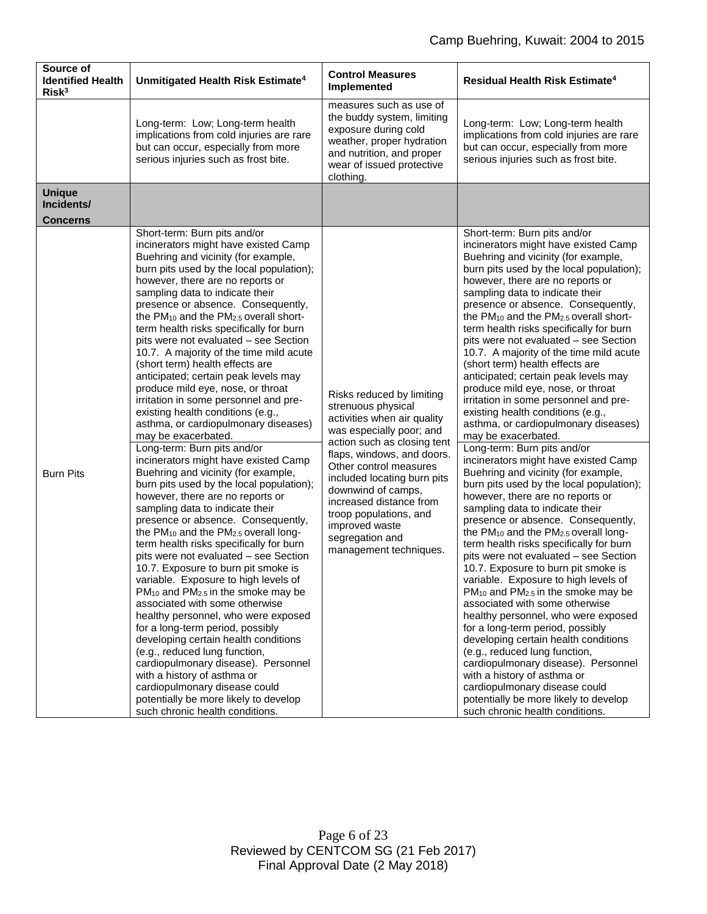| Source of Identified Health Risk[3] | Unmitigated Health Risk Estimate[4] | Control Measures Implemented | Residual Health Risk Estimate[4] |
|---|---|---|---|
| | Long-term: Low; Long-term health implications from cold injuries are rare but can occur, especially from more serious injuries such as frost bite. | measures such as use of the buddy system, limiting exposure during cold weather, proper hydration and nutrition, and proper wear of issued protective clothing. | Long-term: Low; Long-term health implications from cold injuries are rare but can occur, especially from more serious injuries such as frost bite. |
| **Unique Incidents/ Concerns** | | | |
| Burn Pits | Short-term: Burn pits and/or incinerators might have existed Camp Buehring and vicinity (for example, burn pits used by the local population); however, there are no reports or sampling data to indicate their presence or absence. Consequently, the $PM_{10}$ and the $PM_{2.5}$ overall short-term health risks specifically for burn pits were not evaluated – see Section 10.7. A majority of the time mild acute (short term) health effects are anticipated; certain peak levels may produce mild eye, nose, or throat irritation in some personnel and pre-existing health conditions (e.g., asthma, or cardiopulmonary diseases) may be exacerbated.<br>Long-term: Burn pits and/or incinerators might have existed Camp Buehring and vicinity (for example, burn pits used by the local population); however, there are no reports or sampling data to indicate their presence or absence. Consequently, the $PM_{10}$ and the $PM_{2.5}$ overall long-term health risks specifically for burn pits were not evaluated – see Section 10.7. Exposure to burn pit smoke is variable. Exposure to high levels of $PM_{10}$ and $PM_{2.5}$ in the smoke may be associated with some otherwise healthy personnel, who were exposed for a long-term period, possibly developing certain health conditions (e.g., reduced lung function, cardiopulmonary disease). Personnel with a history of asthma or cardiopulmonary disease could potentially be more likely to develop such chronic health conditions. | Risks reduced by limiting strenuous physical activities when air quality was especially poor; and action such as closing tent flaps, windows, and doors. Other control measures included locating burn pits downwind of camps, increased distance from troop populations, and improved waste segregation and management techniques. | Short-term: Burn pits and/or incinerators might have existed Camp Buehring and vicinity (for example, burn pits used by the local population); however, there are no reports or sampling data to indicate their presence or absence. Consequently, the $PM_{10}$ and the $PM_{2.5}$ overall short-term health risks specifically for burn pits were not evaluated – see Section 10.7. A majority of the time mild acute (short term) health effects are anticipated; certain peak levels may produce mild eye, nose, or throat irritation in some personnel and pre-existing health conditions (e.g., asthma, or cardiopulmonary diseases) may be exacerbated.<br>Long-term: Burn pits and/or incinerators might have existed Camp Buehring and vicinity (for example, burn pits used by the local population); however, there are no reports or sampling data to indicate their presence or absence. Consequently, the $PM_{10}$ and the $PM_{2.5}$ overall long-term health risks specifically for burn pits were not evaluated – see Section 10.7. Exposure to burn pit smoke is variable. Exposure to high levels of $PM_{10}$ and $PM_{2.5}$ in the smoke may be associated with some otherwise healthy personnel, who were exposed for a long-term period, possibly developing certain health conditions (e.g., reduced lung function, cardiopulmonary disease). Personnel with a history of asthma or cardiopulmonary disease could potentially be more likely to develop such chronic health conditions. |

Reviewed by CENTCOM SG (21 Feb 2017)
Final Approval Date (2 May 2018)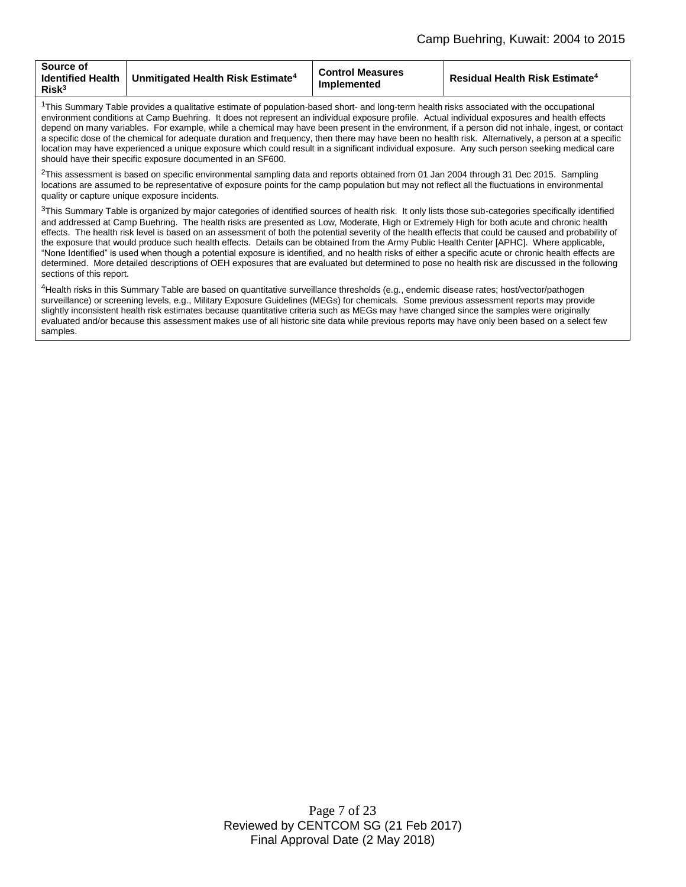| Source of Identified Health Risk[3] | Unmitigated Health Risk Estimate[4] | Control Measures Implemented | Residual Health Risk Estimate[4] |
|---|---|---|---|

[1]This Summary Table provides a qualitative estimate of population-based short- and long-term health risks associated with the occupational environment conditions at Camp Buehring. It does not represent an individual exposure profile. Actual individual exposures and health effects depend on many variables. For example, while a chemical may have been present in the environment, if a person did not inhale, ingest, or contact a specific dose of the chemical for adequate duration and frequency, then there may have been no health risk. Alternatively, a person at a specific location may have experienced a unique exposure which could result in a significant individual exposure. Any such person seeking medical care should have their specific exposure documented in an SF600.

[2]This assessment is based on specific environmental sampling data and reports obtained from 01 Jan 2004 through 31 Dec 2015. Sampling locations are assumed to be representative of exposure points for the camp population but may not reflect all the fluctuations in environmental quality or capture unique exposure incidents.

[3]This Summary Table is organized by major categories of identified sources of health risk. It only lists those sub-categories specifically identified and addressed at Camp Buehring. The health risks are presented as Low, Moderate, High or Extremely High for both acute and chronic health effects. The health risk level is based on an assessment of both the potential severity of the health effects that could be caused and probability of the exposure that would produce such health effects. Details can be obtained from the Army Public Health Center [APHC]. Where applicable, "None Identified" is used when though a potential exposure is identified, and no health risks of either a specific acute or chronic health effects are determined. More detailed descriptions of OEH exposures that are evaluated but determined to pose no health risk are discussed in the following sections of this report.

[4]Health risks in this Summary Table are based on quantitative surveillance thresholds (e.g., endemic disease rates; host/vector/pathogen surveillance) or screening levels, e.g., Military Exposure Guidelines (MEGs) for chemicals. Some previous assessment reports may provide slightly inconsistent health risk estimates because quantitative criteria such as MEGs may have changed since the samples were originally evaluated and/or because this assessment makes use of all historic site data while previous reports may have only been based on a select few samples.

Reviewed by CENTCOM SG (21 Feb 2017)
Final Approval Date (2 May 2018)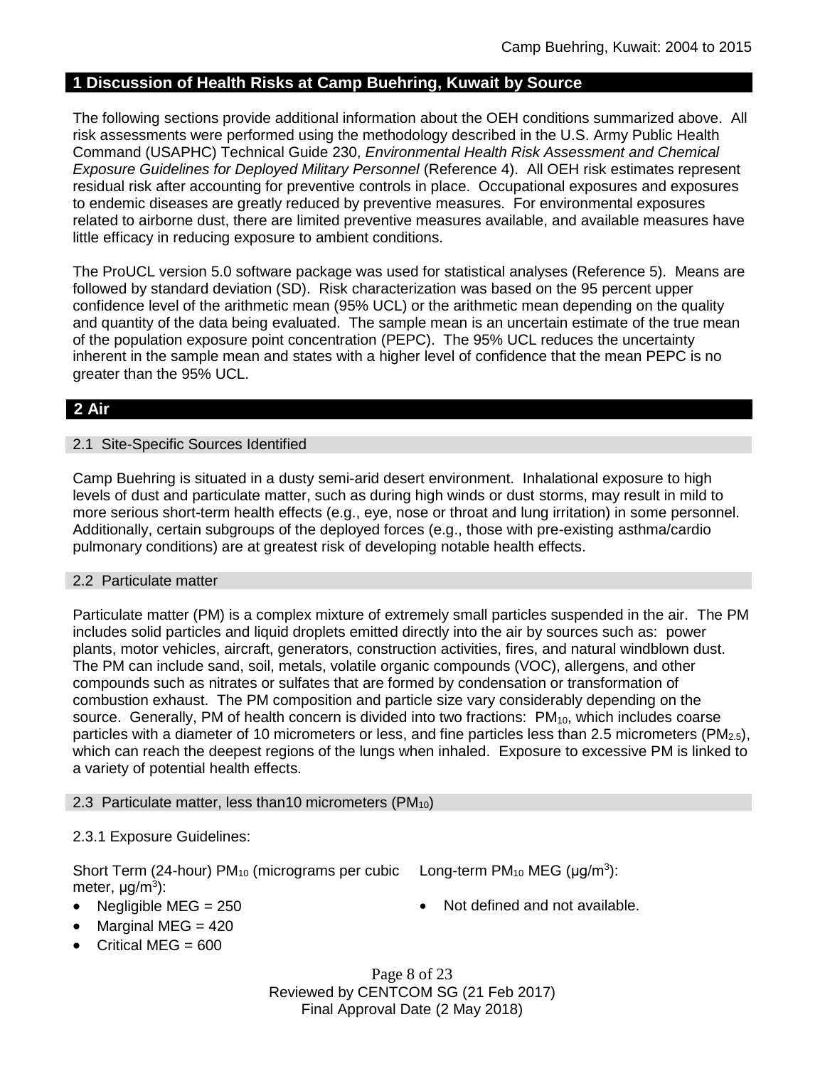## 1 Discussion of Health Risks at Camp Buehring, Kuwait by Source

The following sections provide additional information about the OEH conditions summarized above. All risk assessments were performed using the methodology described in the U.S. Army Public Health Command (USAPHC) Technical Guide 230, *Environmental Health Risk Assessment and Chemical Exposure Guidelines for Deployed Military Personnel* (Reference 4). All OEH risk estimates represent residual risk after accounting for preventive controls in place. Occupational exposures and exposures to endemic diseases are greatly reduced by preventive measures. For environmental exposures related to airborne dust, there are limited preventive measures available, and available measures have little efficacy in reducing exposure to ambient conditions.

The ProUCL version 5.0 software package was used for statistical analyses (Reference 5). Means are followed by standard deviation (SD). Risk characterization was based on the 95 percent upper confidence level of the arithmetic mean (95% UCL) or the arithmetic mean depending on the quality and quantity of the data being evaluated. The sample mean is an uncertain estimate of the true mean of the population exposure point concentration (PEPC). The 95% UCL reduces the uncertainty inherent in the sample mean and states with a higher level of confidence that the mean PEPC is no greater than the 95% UCL.

## 2 Air

### 2.1 Site-Specific Sources Identified

Camp Buehring is situated in a dusty semi-arid desert environment. Inhalational exposure to high levels of dust and particulate matter, such as during high winds or dust storms, may result in mild to more serious short-term health effects (e.g., eye, nose or throat and lung irritation) in some personnel. Additionally, certain subgroups of the deployed forces (e.g., those with pre-existing asthma/cardio pulmonary conditions) are at greatest risk of developing notable health effects.

### 2.2 Particulate matter

Particulate matter (PM) is a complex mixture of extremely small particles suspended in the air. The PM includes solid particles and liquid droplets emitted directly into the air by sources such as: power plants, motor vehicles, aircraft, generators, construction activities, fires, and natural windblown dust. The PM can include sand, soil, metals, volatile organic compounds (VOC), allergens, and other compounds such as nitrates or sulfates that are formed by condensation or transformation of combustion exhaust. The PM composition and particle size vary considerably depending on the source. Generally, PM of health concern is divided into two fractions: $PM_{10}$, which includes coarse particles with a diameter of 10 micrometers or less, and fine particles less than 2.5 micrometers ($PM_{2.5}$), which can reach the deepest regions of the lungs when inhaled. Exposure to excessive PM is linked to a variety of potential health effects.

### 2.3 Particulate matter, less than10 micrometers ($PM_{10}$)

2.3.1 Exposure Guidelines:

Short Term (24-hour) $PM_{10}$ (micrograms per cubic meter, $\mu g/m^3$):

- Negligible MEG = 250
- Marginal MEG = 420
- Critical MEG = 600

Long-term $PM_{10}$ MEG ($\mu g/m^3$):

- Not defined and not available.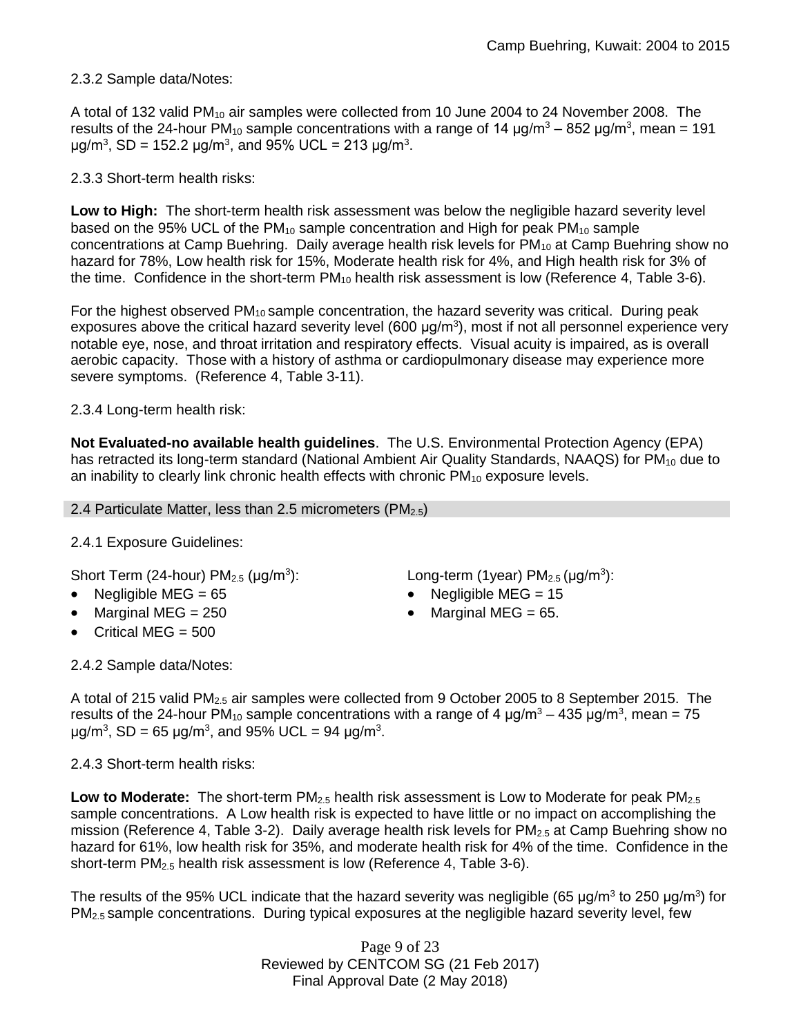2.3.2 Sample data/Notes:

A total of 132 valid $PM_{10}$ air samples were collected from 10 June 2004 to 24 November 2008. The results of the 24-hour $PM_{10}$ sample concentrations with a range of 14 $\mu g/m^3$ – 852 $\mu g/m^3$, mean = 191 $\mu g/m^3$, SD = 152.2 $\mu g/m^3$, and 95% UCL = 213 $\mu g/m^3$.

2.3.3 Short-term health risks:

**Low to High:** The short-term health risk assessment was below the negligible hazard severity level based on the 95% UCL of the $PM_{10}$ sample concentration and High for peak $PM_{10}$ sample concentrations at Camp Buehring. Daily average health risk levels for $PM_{10}$ at Camp Buehring show no hazard for 78%, Low health risk for 15%, Moderate health risk for 4%, and High health risk for 3% of the time. Confidence in the short-term $PM_{10}$ health risk assessment is low (Reference 4, Table 3-6).

For the highest observed $PM_{10}$ sample concentration, the hazard severity was critical. During peak exposures above the critical hazard severity level (600 $\mu g/m^3$), most if not all personnel experience very notable eye, nose, and throat irritation and respiratory effects. Visual acuity is impaired, as is overall aerobic capacity. Those with a history of asthma or cardiopulmonary disease may experience more severe symptoms. (Reference 4, Table 3-11).

2.3.4 Long-term health risk:

**Not Evaluated-no available health guidelines**. The U.S. Environmental Protection Agency (EPA) has retracted its long-term standard (National Ambient Air Quality Standards, NAAQS) for $PM_{10}$ due to an inability to clearly link chronic health effects with chronic $PM_{10}$ exposure levels.

## 2.4 Particulate Matter, less than 2.5 micrometers ($PM_{2.5}$)

2.4.1 Exposure Guidelines:

Short Term (24-hour) $PM_{2.5}$ ($\mu g/m^3$):

- Negligible MEG = 65
- Marginal MEG = 250
- Critical MEG = 500

Long-term (1year) $PM_{2.5}$ ($\mu g/m^3$):

- Negligible MEG = 15
- Marginal MEG = 65.

2.4.2 Sample data/Notes:

A total of 215 valid $PM_{2.5}$ air samples were collected from 9 October 2005 to 8 September 2015. The results of the 24-hour $PM_{10}$ sample concentrations with a range of 4 $\mu g/m^3$ – 435 $\mu g/m^3$, mean = 75 $\mu g/m^3$, SD = 65 $\mu g/m^3$, and 95% UCL = 94 $\mu g/m^3$.

2.4.3 Short-term health risks:

**Low to Moderate:** The short-term $PM_{2.5}$ health risk assessment is Low to Moderate for peak $PM_{2.5}$ sample concentrations. A Low health risk is expected to have little or no impact on accomplishing the mission (Reference 4, Table 3-2). Daily average health risk levels for $PM_{2.5}$ at Camp Buehring show no hazard for 61%, low health risk for 35%, and moderate health risk for 4% of the time. Confidence in the short-term $PM_{2.5}$ health risk assessment is low (Reference 4, Table 3-6).

The results of the 95% UCL indicate that the hazard severity was negligible (65 $\mu g/m^3$ to 250 $\mu g/m^3$) for $PM_{2.5}$ sample concentrations. During typical exposures at the negligible hazard severity level, few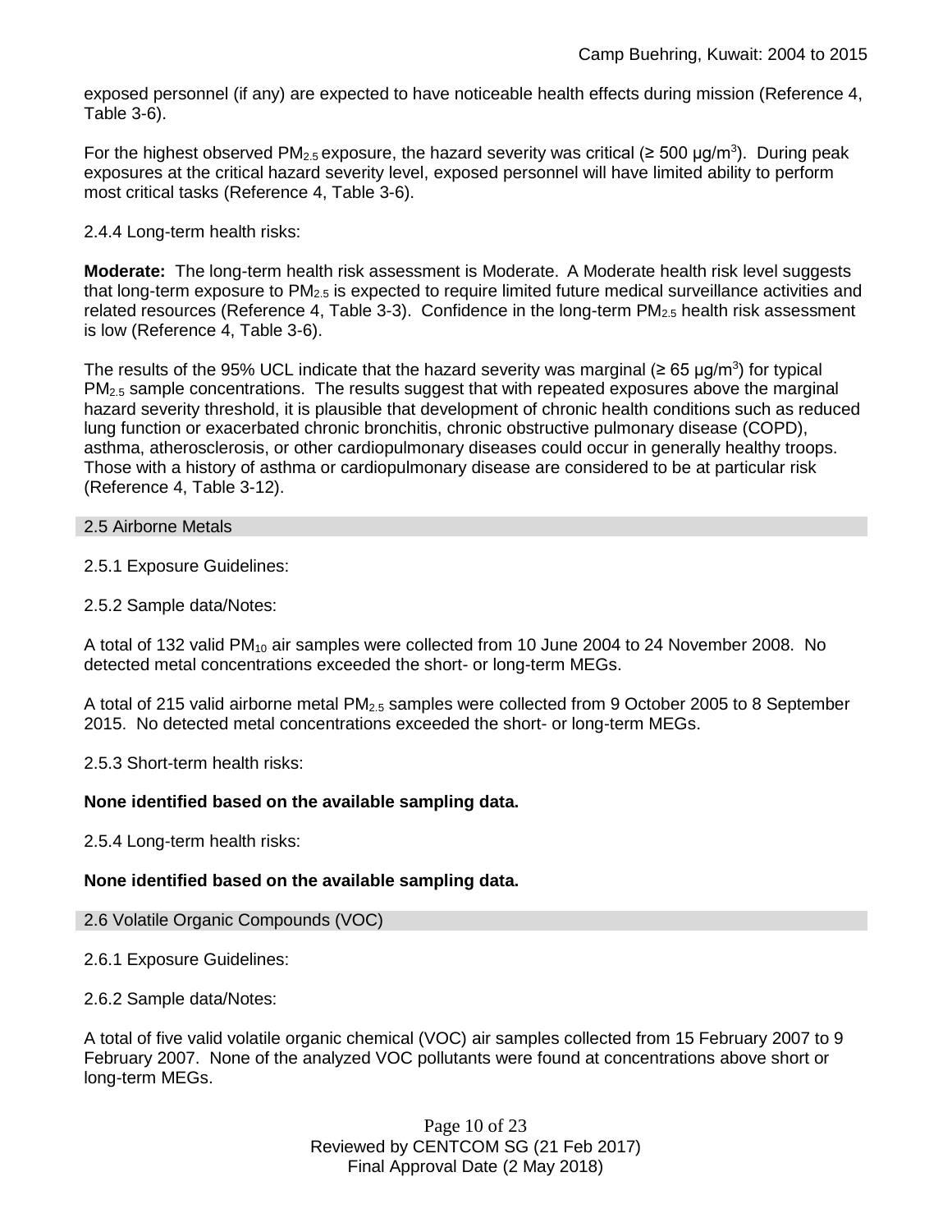exposed personnel (if any) are expected to have noticeable health effects during mission (Reference 4, Table 3-6).

For the highest observed $PM_{2.5}$ exposure, the hazard severity was critical (≥ 500 μg/m$^3$). During peak exposures at the critical hazard severity level, exposed personnel will have limited ability to perform most critical tasks (Reference 4, Table 3-6).

2.4.4 Long-term health risks:

**Moderate:** The long-term health risk assessment is Moderate. A Moderate health risk level suggests that long-term exposure to $PM_{2.5}$ is expected to require limited future medical surveillance activities and related resources (Reference 4, Table 3-3). Confidence in the long-term $PM_{2.5}$ health risk assessment is low (Reference 4, Table 3-6).

The results of the 95% UCL indicate that the hazard severity was marginal (≥ 65 μg/m$^3$) for typical $PM_{2.5}$ sample concentrations. The results suggest that with repeated exposures above the marginal hazard severity threshold, it is plausible that development of chronic health conditions such as reduced lung function or exacerbated chronic bronchitis, chronic obstructive pulmonary disease (COPD), asthma, atherosclerosis, or other cardiopulmonary diseases could occur in generally healthy troops. Those with a history of asthma or cardiopulmonary disease are considered to be at particular risk (Reference 4, Table 3-12).

## 2.5 Airborne Metals

2.5.1 Exposure Guidelines:

2.5.2 Sample data/Notes:

A total of 132 valid $PM_{10}$ air samples were collected from 10 June 2004 to 24 November 2008. No detected metal concentrations exceeded the short- or long-term MEGs.

A total of 215 valid airborne metal $PM_{2.5}$ samples were collected from 9 October 2005 to 8 September 2015. No detected metal concentrations exceeded the short- or long-term MEGs.

2.5.3 Short-term health risks:

**None identified based on the available sampling data.**

2.5.4 Long-term health risks:

**None identified based on the available sampling data.**

## 2.6 Volatile Organic Compounds (VOC)

2.6.1 Exposure Guidelines:

2.6.2 Sample data/Notes:

A total of five valid volatile organic chemical (VOC) air samples collected from 15 February 2007 to 9 February 2007. None of the analyzed VOC pollutants were found at concentrations above short or long-term MEGs.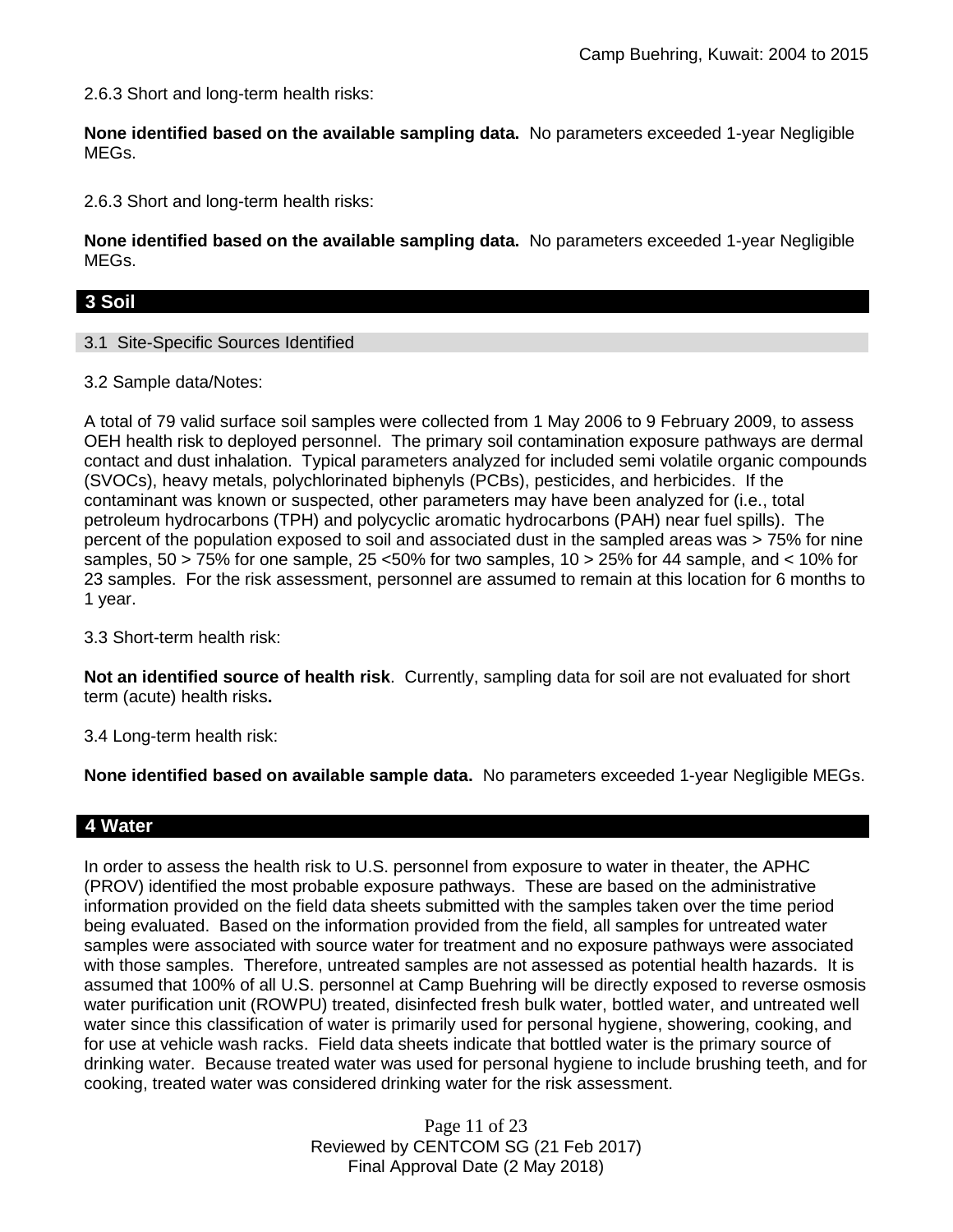2.6.3 Short and long-term health risks:

**None identified based on the available sampling data.** No parameters exceeded 1-year Negligible MEGs.

2.6.3 Short and long-term health risks:

**None identified based on the available sampling data.** No parameters exceeded 1-year Negligible MEGs.

## 3 Soil

### 3.1 Site-Specific Sources Identified

3.2 Sample data/Notes:

A total of 79 valid surface soil samples were collected from 1 May 2006 to 9 February 2009, to assess OEH health risk to deployed personnel. The primary soil contamination exposure pathways are dermal contact and dust inhalation. Typical parameters analyzed for included semi volatile organic compounds (SVOCs), heavy metals, polychlorinated biphenyls (PCBs), pesticides, and herbicides. If the contaminant was known or suspected, other parameters may have been analyzed for (i.e., total petroleum hydrocarbons (TPH) and polycyclic aromatic hydrocarbons (PAH) near fuel spills). The percent of the population exposed to soil and associated dust in the sampled areas was > 75% for nine samples, 50 > 75% for one sample, 25 <50% for two samples, 10 > 25% for 44 sample, and < 10% for 23 samples. For the risk assessment, personnel are assumed to remain at this location for 6 months to 1 year.

3.3 Short-term health risk:

**Not an identified source of health risk**. Currently, sampling data for soil are not evaluated for short term (acute) health risks**.**

3.4 Long-term health risk:

**None identified based on available sample data.** No parameters exceeded 1-year Negligible MEGs.

## 4 Water

In order to assess the health risk to U.S. personnel from exposure to water in theater, the APHC (PROV) identified the most probable exposure pathways. These are based on the administrative information provided on the field data sheets submitted with the samples taken over the time period being evaluated. Based on the information provided from the field, all samples for untreated water samples were associated with source water for treatment and no exposure pathways were associated with those samples. Therefore, untreated samples are not assessed as potential health hazards. It is assumed that 100% of all U.S. personnel at Camp Buehring will be directly exposed to reverse osmosis water purification unit (ROWPU) treated, disinfected fresh bulk water, bottled water, and untreated well water since this classification of water is primarily used for personal hygiene, showering, cooking, and for use at vehicle wash racks. Field data sheets indicate that bottled water is the primary source of drinking water. Because treated water was used for personal hygiene to include brushing teeth, and for cooking, treated water was considered drinking water for the risk assessment.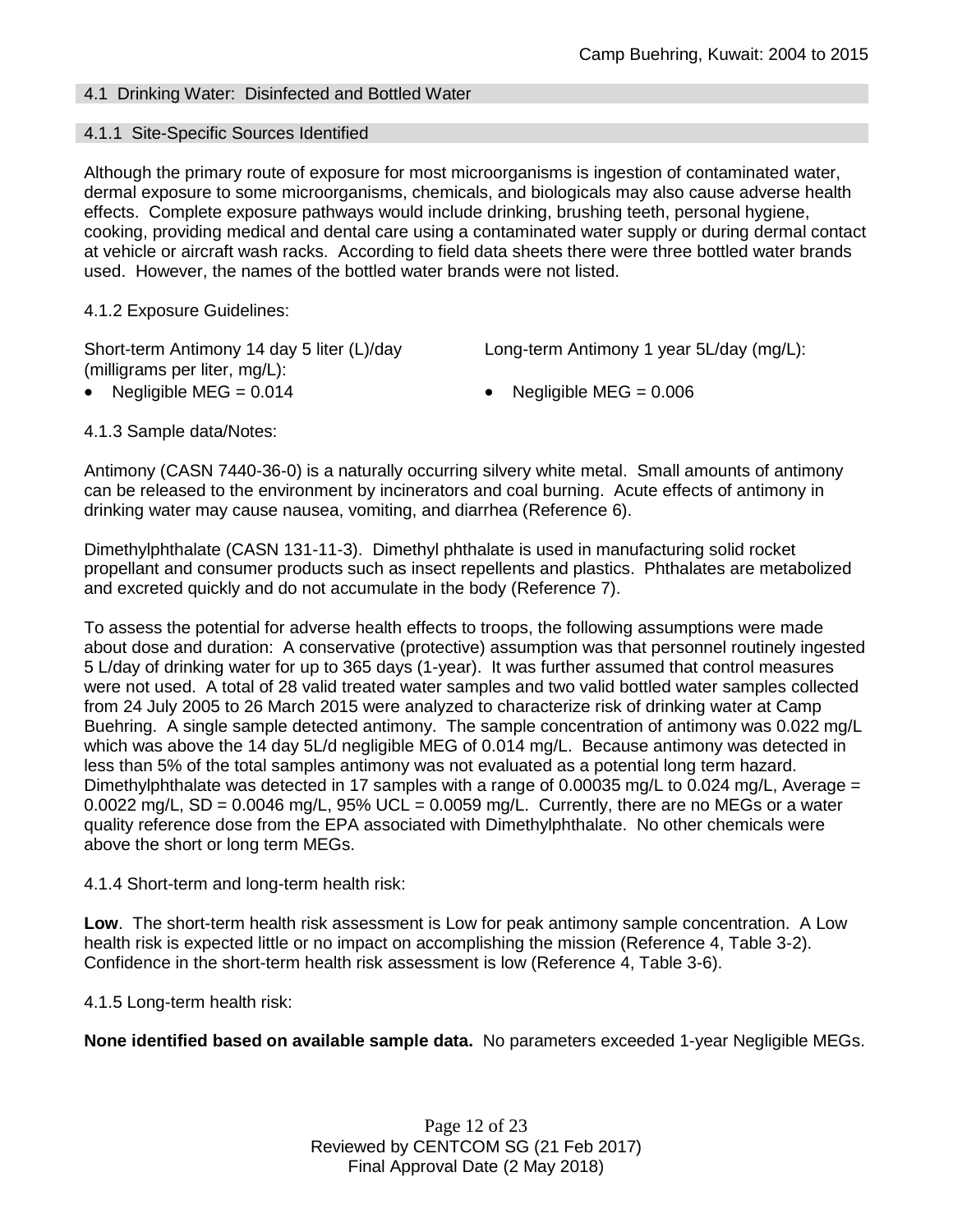### 4.1 Drinking Water: Disinfected and Bottled Water

#### 4.1.1 Site-Specific Sources Identified

Although the primary route of exposure for most microorganisms is ingestion of contaminated water, dermal exposure to some microorganisms, chemicals, and biologicals may also cause adverse health effects. Complete exposure pathways would include drinking, brushing teeth, personal hygiene, cooking, providing medical and dental care using a contaminated water supply or during dermal contact at vehicle or aircraft wash racks. According to field data sheets there were three bottled water brands used. However, the names of the bottled water brands were not listed.

4.1.2 Exposure Guidelines:

Short-term Antimony 14 day 5 liter (L)/day (milligrams per liter, mg/L):

- Negligible MEG = 0.014

Long-term Antimony 1 year 5L/day (mg/L):

- Negligible MEG = 0.006

4.1.3 Sample data/Notes:

Antimony (CASN 7440-36-0) is a naturally occurring silvery white metal. Small amounts of antimony can be released to the environment by incinerators and coal burning. Acute effects of antimony in drinking water may cause nausea, vomiting, and diarrhea (Reference 6).

Dimethylphthalate (CASN 131-11-3). Dimethyl phthalate is used in manufacturing solid rocket propellant and consumer products such as insect repellents and plastics. Phthalates are metabolized and excreted quickly and do not accumulate in the body (Reference 7).

To assess the potential for adverse health effects to troops, the following assumptions were made about dose and duration: A conservative (protective) assumption was that personnel routinely ingested 5 L/day of drinking water for up to 365 days (1-year). It was further assumed that control measures were not used. A total of 28 valid treated water samples and two valid bottled water samples collected from 24 July 2005 to 26 March 2015 were analyzed to characterize risk of drinking water at Camp Buehring. A single sample detected antimony. The sample concentration of antimony was 0.022 mg/L which was above the 14 day 5L/d negligible MEG of 0.014 mg/L. Because antimony was detected in less than 5% of the total samples antimony was not evaluated as a potential long term hazard. Dimethylphthalate was detected in 17 samples with a range of 0.00035 mg/L to 0.024 mg/L, Average = 0.0022 mg/L, SD = 0.0046 mg/L, 95% UCL = 0.0059 mg/L. Currently, there are no MEGs or a water quality reference dose from the EPA associated with Dimethylphthalate. No other chemicals were above the short or long term MEGs.

4.1.4 Short-term and long-term health risk:

**Low**. The short-term health risk assessment is Low for peak antimony sample concentration. A Low health risk is expected little or no impact on accomplishing the mission (Reference 4, Table 3-2). Confidence in the short-term health risk assessment is low (Reference 4, Table 3-6).

4.1.5 Long-term health risk:

**None identified based on available sample data.** No parameters exceeded 1-year Negligible MEGs.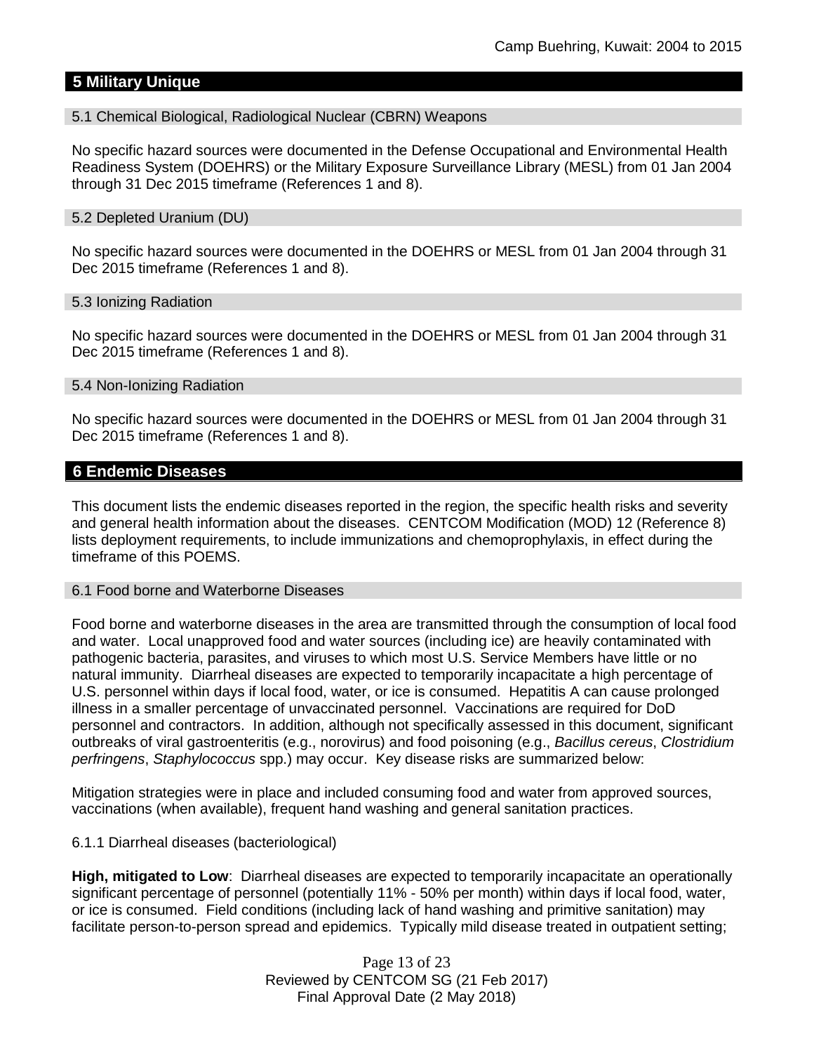## 5 Military Unique

### 5.1 Chemical Biological, Radiological Nuclear (CBRN) Weapons

No specific hazard sources were documented in the Defense Occupational and Environmental Health Readiness System (DOEHRS) or the Military Exposure Surveillance Library (MESL) from 01 Jan 2004 through 31 Dec 2015 timeframe (References 1 and 8).

### 5.2 Depleted Uranium (DU)

No specific hazard sources were documented in the DOEHRS or MESL from 01 Jan 2004 through 31 Dec 2015 timeframe (References 1 and 8).

### 5.3 Ionizing Radiation

No specific hazard sources were documented in the DOEHRS or MESL from 01 Jan 2004 through 31 Dec 2015 timeframe (References 1 and 8).

### 5.4 Non-Ionizing Radiation

No specific hazard sources were documented in the DOEHRS or MESL from 01 Jan 2004 through 31 Dec 2015 timeframe (References 1 and 8).

## 6 Endemic Diseases

This document lists the endemic diseases reported in the region, the specific health risks and severity and general health information about the diseases. CENTCOM Modification (MOD) 12 (Reference 8) lists deployment requirements, to include immunizations and chemoprophylaxis, in effect during the timeframe of this POEMS.

### 6.1 Food borne and Waterborne Diseases

Food borne and waterborne diseases in the area are transmitted through the consumption of local food and water. Local unapproved food and water sources (including ice) are heavily contaminated with pathogenic bacteria, parasites, and viruses to which most U.S. Service Members have little or no natural immunity. Diarrheal diseases are expected to temporarily incapacitate a high percentage of U.S. personnel within days if local food, water, or ice is consumed. Hepatitis A can cause prolonged illness in a smaller percentage of unvaccinated personnel. Vaccinations are required for DoD personnel and contractors. In addition, although not specifically assessed in this document, significant outbreaks of viral gastroenteritis (e.g., norovirus) and food poisoning (e.g., *Bacillus cereus*, *Clostridium perfringens*, *Staphylococcus* spp.) may occur. Key disease risks are summarized below:

Mitigation strategies were in place and included consuming food and water from approved sources, vaccinations (when available), frequent hand washing and general sanitation practices.

6.1.1 Diarrheal diseases (bacteriological)

**High, mitigated to Low**: Diarrheal diseases are expected to temporarily incapacitate an operationally significant percentage of personnel (potentially 11% - 50% per month) within days if local food, water, or ice is consumed. Field conditions (including lack of hand washing and primitive sanitation) may facilitate person-to-person spread and epidemics. Typically mild disease treated in outpatient setting;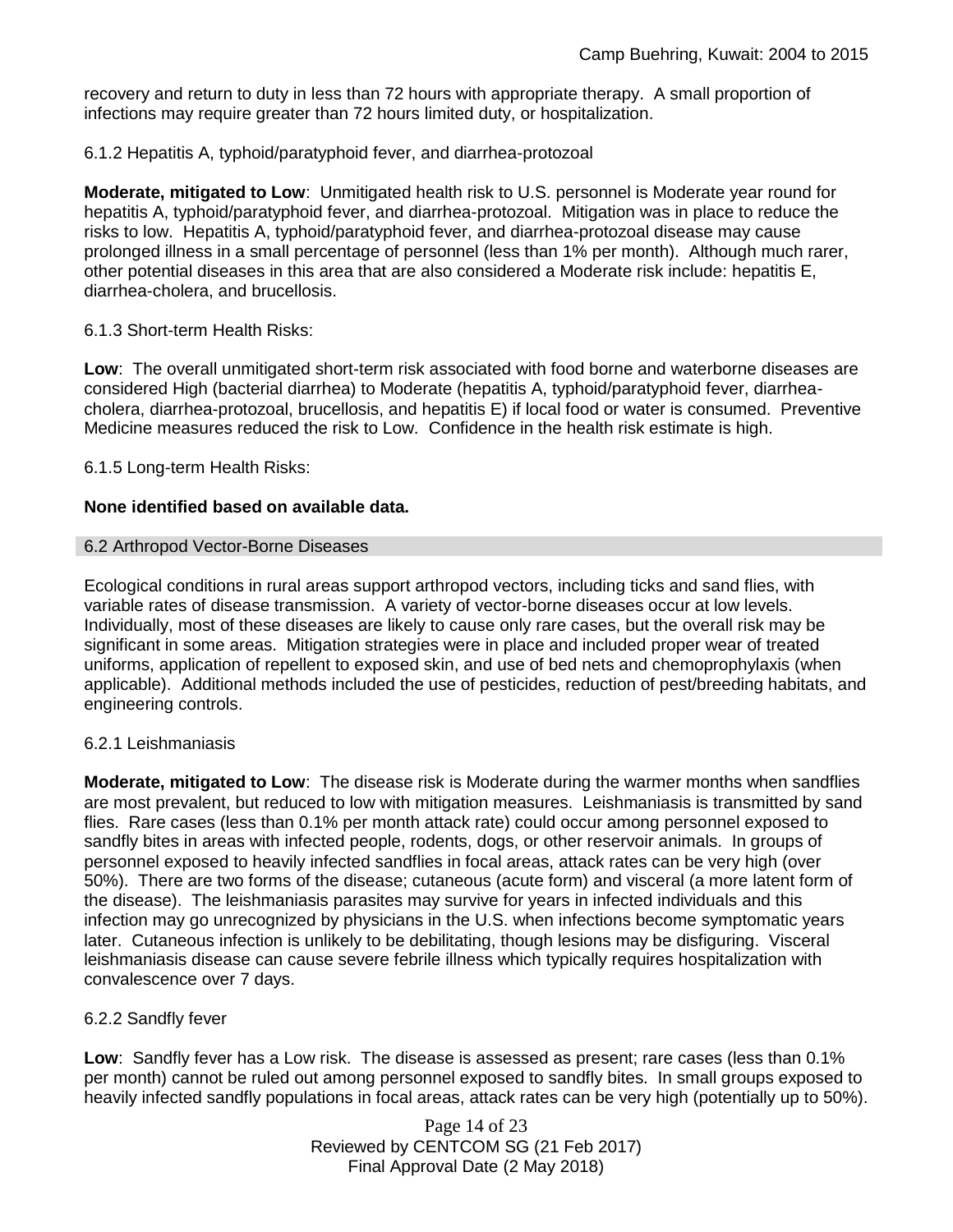recovery and return to duty in less than 72 hours with appropriate therapy. A small proportion of infections may require greater than 72 hours limited duty, or hospitalization.

6.1.2 Hepatitis A, typhoid/paratyphoid fever, and diarrhea-protozoal

**Moderate, mitigated to Low**: Unmitigated health risk to U.S. personnel is Moderate year round for hepatitis A, typhoid/paratyphoid fever, and diarrhea-protozoal. Mitigation was in place to reduce the risks to low. Hepatitis A, typhoid/paratyphoid fever, and diarrhea-protozoal disease may cause prolonged illness in a small percentage of personnel (less than 1% per month). Although much rarer, other potential diseases in this area that are also considered a Moderate risk include: hepatitis E, diarrhea-cholera, and brucellosis.

6.1.3 Short-term Health Risks:

**Low**: The overall unmitigated short-term risk associated with food borne and waterborne diseases are considered High (bacterial diarrhea) to Moderate (hepatitis A, typhoid/paratyphoid fever, diarrhea-cholera, diarrhea-protozoal, brucellosis, and hepatitis E) if local food or water is consumed. Preventive Medicine measures reduced the risk to Low. Confidence in the health risk estimate is high.

6.1.5 Long-term Health Risks:

**None identified based on available data.**

## 6.2 Arthropod Vector-Borne Diseases

Ecological conditions in rural areas support arthropod vectors, including ticks and sand flies, with variable rates of disease transmission. A variety of vector-borne diseases occur at low levels. Individually, most of these diseases are likely to cause only rare cases, but the overall risk may be significant in some areas. Mitigation strategies were in place and included proper wear of treated uniforms, application of repellent to exposed skin, and use of bed nets and chemoprophylaxis (when applicable). Additional methods included the use of pesticides, reduction of pest/breeding habitats, and engineering controls.

6.2.1 Leishmaniasis

**Moderate, mitigated to Low**: The disease risk is Moderate during the warmer months when sandflies are most prevalent, but reduced to low with mitigation measures. Leishmaniasis is transmitted by sand flies. Rare cases (less than 0.1% per month attack rate) could occur among personnel exposed to sandfly bites in areas with infected people, rodents, dogs, or other reservoir animals. In groups of personnel exposed to heavily infected sandflies in focal areas, attack rates can be very high (over 50%). There are two forms of the disease; cutaneous (acute form) and visceral (a more latent form of the disease). The leishmaniasis parasites may survive for years in infected individuals and this infection may go unrecognized by physicians in the U.S. when infections become symptomatic years later. Cutaneous infection is unlikely to be debilitating, though lesions may be disfiguring. Visceral leishmaniasis disease can cause severe febrile illness which typically requires hospitalization with convalescence over 7 days.

6.2.2 Sandfly fever

**Low**: Sandfly fever has a Low risk. The disease is assessed as present; rare cases (less than 0.1% per month) cannot be ruled out among personnel exposed to sandfly bites. In small groups exposed to heavily infected sandfly populations in focal areas, attack rates can be very high (potentially up to 50%).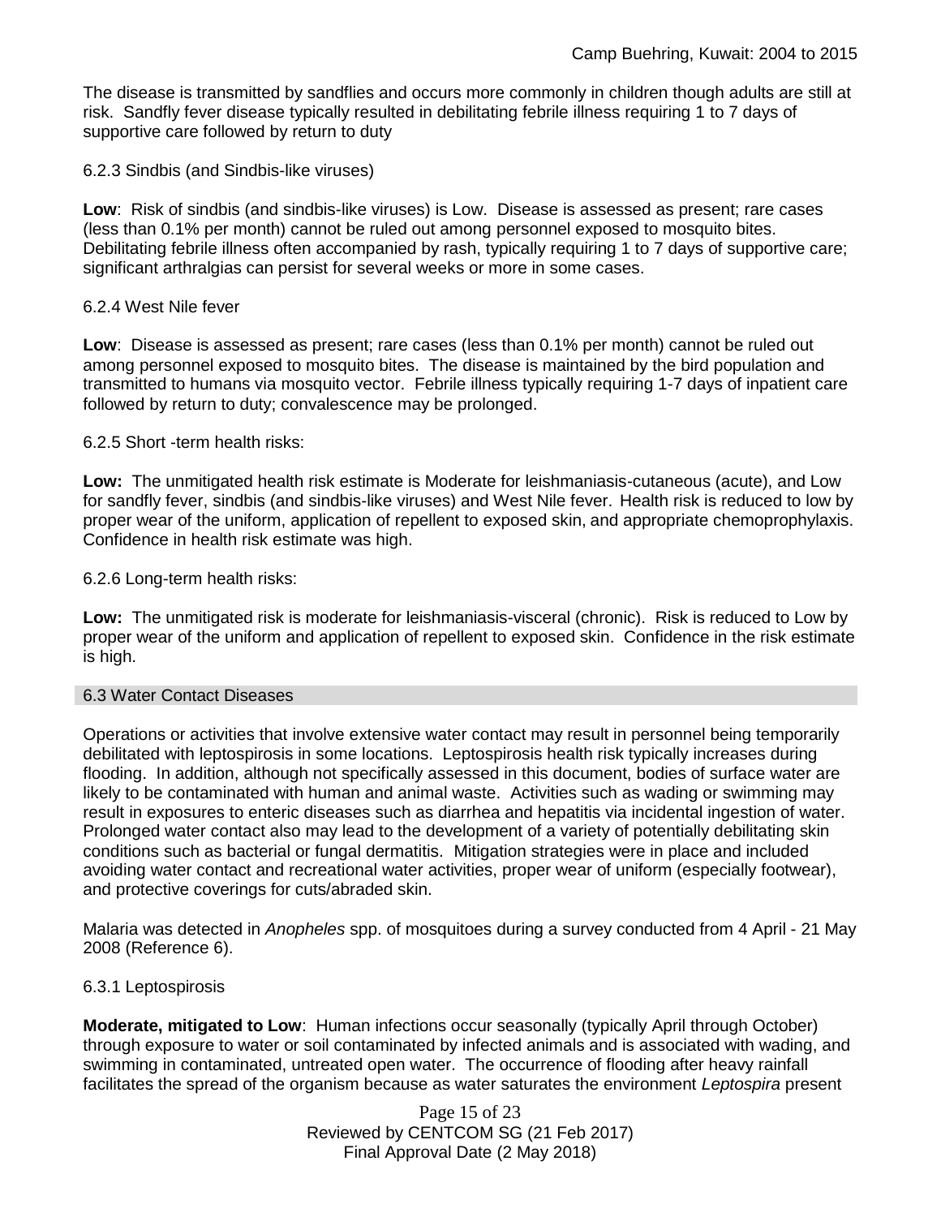The disease is transmitted by sandflies and occurs more commonly in children though adults are still at risk. Sandfly fever disease typically resulted in debilitating febrile illness requiring 1 to 7 days of supportive care followed by return to duty

6.2.3 Sindbis (and Sindbis-like viruses)

**Low**: Risk of sindbis (and sindbis-like viruses) is Low. Disease is assessed as present; rare cases (less than 0.1% per month) cannot be ruled out among personnel exposed to mosquito bites. Debilitating febrile illness often accompanied by rash, typically requiring 1 to 7 days of supportive care; significant arthralgias can persist for several weeks or more in some cases.

6.2.4 West Nile fever

**Low**: Disease is assessed as present; rare cases (less than 0.1% per month) cannot be ruled out among personnel exposed to mosquito bites. The disease is maintained by the bird population and transmitted to humans via mosquito vector. Febrile illness typically requiring 1-7 days of inpatient care followed by return to duty; convalescence may be prolonged.

6.2.5 Short -term health risks:

**Low:** The unmitigated health risk estimate is Moderate for leishmaniasis-cutaneous (acute), and Low for sandfly fever, sindbis (and sindbis-like viruses) and West Nile fever. Health risk is reduced to low by proper wear of the uniform, application of repellent to exposed skin, and appropriate chemoprophylaxis. Confidence in health risk estimate was high.

6.2.6 Long-term health risks:

**Low:** The unmitigated risk is moderate for leishmaniasis-visceral (chronic). Risk is reduced to Low by proper wear of the uniform and application of repellent to exposed skin. Confidence in the risk estimate is high.

## 6.3 Water Contact Diseases

Operations or activities that involve extensive water contact may result in personnel being temporarily debilitated with leptospirosis in some locations. Leptospirosis health risk typically increases during flooding. In addition, although not specifically assessed in this document, bodies of surface water are likely to be contaminated with human and animal waste. Activities such as wading or swimming may result in exposures to enteric diseases such as diarrhea and hepatitis via incidental ingestion of water. Prolonged water contact also may lead to the development of a variety of potentially debilitating skin conditions such as bacterial or fungal dermatitis. Mitigation strategies were in place and included avoiding water contact and recreational water activities, proper wear of uniform (especially footwear), and protective coverings for cuts/abraded skin.

Malaria was detected in *Anopheles* spp. of mosquitoes during a survey conducted from 4 April - 21 May 2008 (Reference 6).

6.3.1 Leptospirosis

**Moderate, mitigated to Low**: Human infections occur seasonally (typically April through October) through exposure to water or soil contaminated by infected animals and is associated with wading, and swimming in contaminated, untreated open water. The occurrence of flooding after heavy rainfall facilitates the spread of the organism because as water saturates the environment *Leptospira* present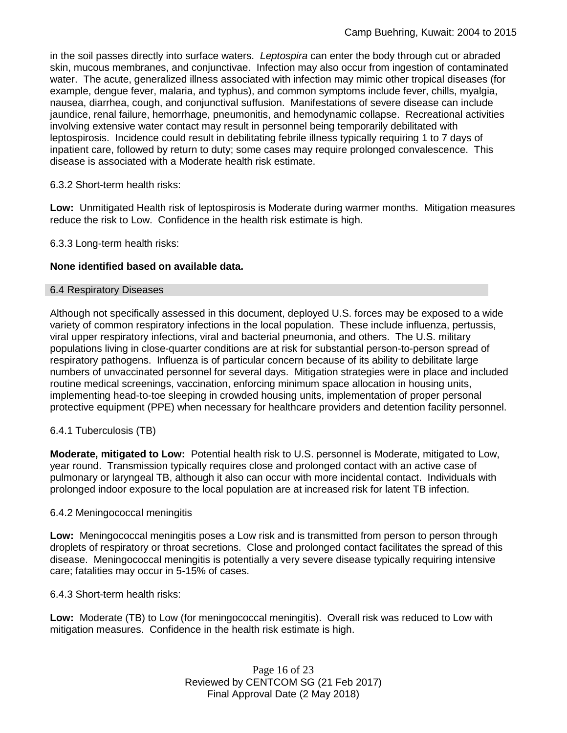in the soil passes directly into surface waters. *Leptospira* can enter the body through cut or abraded skin, mucous membranes, and conjunctivae. Infection may also occur from ingestion of contaminated water. The acute, generalized illness associated with infection may mimic other tropical diseases (for example, dengue fever, malaria, and typhus), and common symptoms include fever, chills, myalgia, nausea, diarrhea, cough, and conjunctival suffusion. Manifestations of severe disease can include jaundice, renal failure, hemorrhage, pneumonitis, and hemodynamic collapse. Recreational activities involving extensive water contact may result in personnel being temporarily debilitated with leptospirosis. Incidence could result in debilitating febrile illness typically requiring 1 to 7 days of inpatient care, followed by return to duty; some cases may require prolonged convalescence. This disease is associated with a Moderate health risk estimate.

6.3.2 Short-term health risks:

**Low:** Unmitigated Health risk of leptospirosis is Moderate during warmer months. Mitigation measures reduce the risk to Low. Confidence in the health risk estimate is high.

6.3.3 Long-term health risks:

**None identified based on available data.**

## 6.4 Respiratory Diseases

Although not specifically assessed in this document, deployed U.S. forces may be exposed to a wide variety of common respiratory infections in the local population. These include influenza, pertussis, viral upper respiratory infections, viral and bacterial pneumonia, and others. The U.S. military populations living in close-quarter conditions are at risk for substantial person-to-person spread of respiratory pathogens. Influenza is of particular concern because of its ability to debilitate large numbers of unvaccinated personnel for several days. Mitigation strategies were in place and included routine medical screenings, vaccination, enforcing minimum space allocation in housing units, implementing head-to-toe sleeping in crowded housing units, implementation of proper personal protective equipment (PPE) when necessary for healthcare providers and detention facility personnel.

6.4.1 Tuberculosis (TB)

**Moderate, mitigated to Low:** Potential health risk to U.S. personnel is Moderate, mitigated to Low, year round. Transmission typically requires close and prolonged contact with an active case of pulmonary or laryngeal TB, although it also can occur with more incidental contact. Individuals with prolonged indoor exposure to the local population are at increased risk for latent TB infection.

6.4.2 Meningococcal meningitis

**Low:** Meningococcal meningitis poses a Low risk and is transmitted from person to person through droplets of respiratory or throat secretions. Close and prolonged contact facilitates the spread of this disease. Meningococcal meningitis is potentially a very severe disease typically requiring intensive care; fatalities may occur in 5-15% of cases.

6.4.3 Short-term health risks:

**Low:** Moderate (TB) to Low (for meningococcal meningitis). Overall risk was reduced to Low with mitigation measures. Confidence in the health risk estimate is high.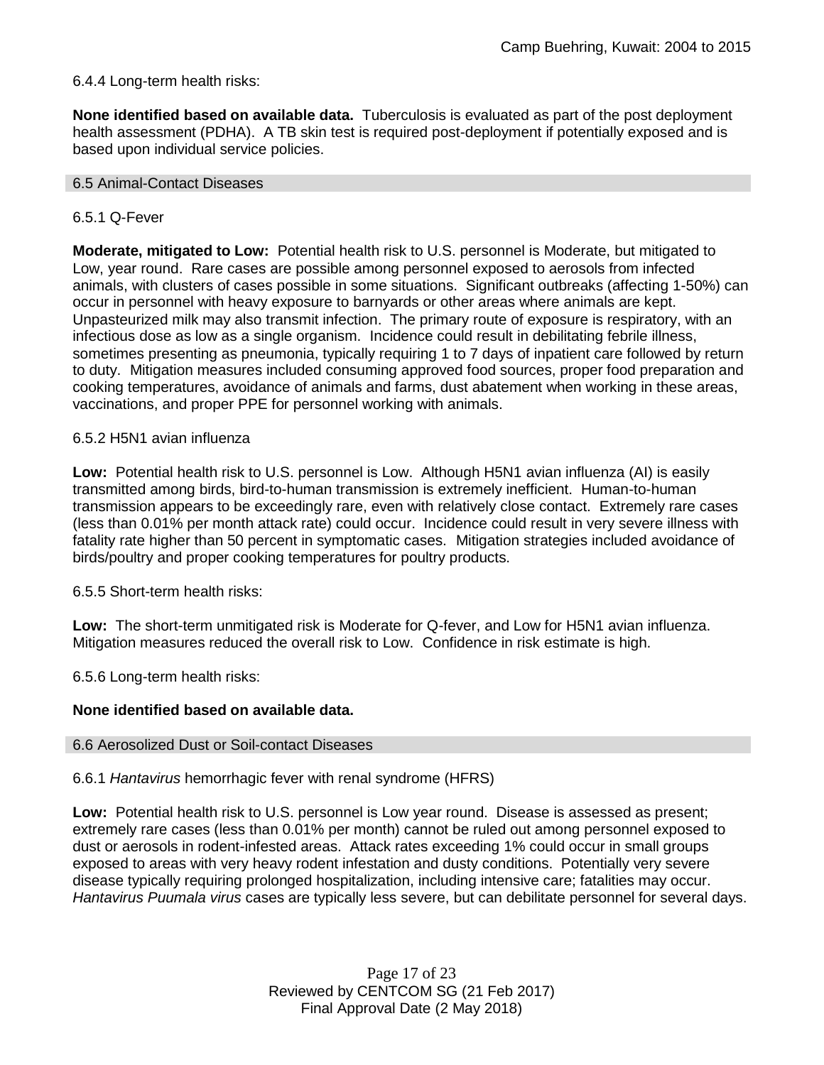6.4.4 Long-term health risks:

**None identified based on available data.** Tuberculosis is evaluated as part of the post deployment health assessment (PDHA). A TB skin test is required post-deployment if potentially exposed and is based upon individual service policies.

## 6.5 Animal-Contact Diseases

### 6.5.1 Q-Fever

**Moderate, mitigated to Low:** Potential health risk to U.S. personnel is Moderate, but mitigated to Low, year round. Rare cases are possible among personnel exposed to aerosols from infected animals, with clusters of cases possible in some situations. Significant outbreaks (affecting 1-50%) can occur in personnel with heavy exposure to barnyards or other areas where animals are kept. Unpasteurized milk may also transmit infection. The primary route of exposure is respiratory, with an infectious dose as low as a single organism. Incidence could result in debilitating febrile illness, sometimes presenting as pneumonia, typically requiring 1 to 7 days of inpatient care followed by return to duty. Mitigation measures included consuming approved food sources, proper food preparation and cooking temperatures, avoidance of animals and farms, dust abatement when working in these areas, vaccinations, and proper PPE for personnel working with animals.

### 6.5.2 H5N1 avian influenza

**Low:** Potential health risk to U.S. personnel is Low. Although H5N1 avian influenza (AI) is easily transmitted among birds, bird-to-human transmission is extremely inefficient. Human-to-human transmission appears to be exceedingly rare, even with relatively close contact. Extremely rare cases (less than 0.01% per month attack rate) could occur. Incidence could result in very severe illness with fatality rate higher than 50 percent in symptomatic cases. Mitigation strategies included avoidance of birds/poultry and proper cooking temperatures for poultry products.

### 6.5.5 Short-term health risks:

**Low:** The short-term unmitigated risk is Moderate for Q-fever, and Low for H5N1 avian influenza. Mitigation measures reduced the overall risk to Low. Confidence in risk estimate is high.

### 6.5.6 Long-term health risks:

**None identified based on available data.**

## 6.6 Aerosolized Dust or Soil-contact Diseases

### 6.6.1 *Hantavirus* hemorrhagic fever with renal syndrome (HFRS)

**Low:** Potential health risk to U.S. personnel is Low year round. Disease is assessed as present; extremely rare cases (less than 0.01% per month) cannot be ruled out among personnel exposed to dust or aerosols in rodent-infested areas. Attack rates exceeding 1% could occur in small groups exposed to areas with very heavy rodent infestation and dusty conditions. Potentially very severe disease typically requiring prolonged hospitalization, including intensive care; fatalities may occur. *Hantavirus Puumala virus* cases are typically less severe, but can debilitate personnel for several days.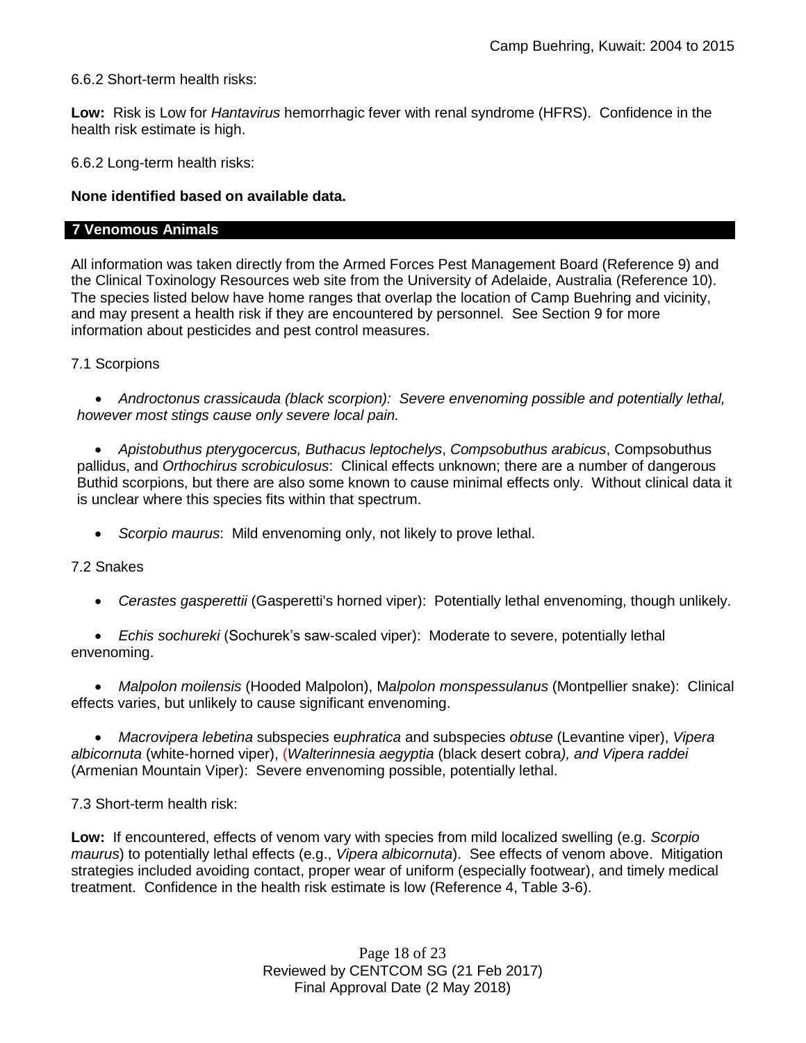6.6.2 Short-term health risks:

**Low:** Risk is Low for *Hantavirus* hemorrhagic fever with renal syndrome (HFRS). Confidence in the health risk estimate is high.

6.6.2 Long-term health risks:

**None identified based on available data.**

## 7 Venomous Animals

All information was taken directly from the Armed Forces Pest Management Board (Reference 9) and the Clinical Toxinology Resources web site from the University of Adelaide, Australia (Reference 10). The species listed below have home ranges that overlap the location of Camp Buehring and vicinity, and may present a health risk if they are encountered by personnel. See Section 9 for more information about pesticides and pest control measures.

7.1 Scorpions

- *Androctonus crassicauda (black scorpion): Severe envenoming possible and potentially lethal, however most stings cause only severe local pain.*
- *Apistobuthus pterygocercus, Buthacus leptochelys*, *Compsobuthus arabicus*, Compsobuthus pallidus, and *Orthochirus scrobiculosus*: Clinical effects unknown; there are a number of dangerous Buthid scorpions, but there are also some known to cause minimal effects only. Without clinical data it is unclear where this species fits within that spectrum.
- *Scorpio maurus*: Mild envenoming only, not likely to prove lethal.

7.2 Snakes

- *Cerastes gasperettii* (Gasperetti's horned viper): Potentially lethal envenoming, though unlikely.
- *Echis sochureki* (Sochurek's saw-scaled viper): Moderate to severe, potentially lethal envenoming.
- *Malpolon moilensis* (Hooded Malpolon), M*alpolon monspessulanus* (Montpellier snake): Clinical effects varies, but unlikely to cause significant envenoming.
- *Macrovipera lebetina* subspecies e*uphratica* and subspecies *obtuse* (Levantine viper), *Vipera albicornuta* (white-horned viper), (*Walterinnesia aegyptia* (black desert cobra*), and Vipera raddei* (Armenian Mountain Viper): Severe envenoming possible, potentially lethal.

7.3 Short-term health risk:

**Low:** If encountered, effects of venom vary with species from mild localized swelling (e.g. *Scorpio maurus*) to potentially lethal effects (e.g., *Vipera albicornuta*). See effects of venom above. Mitigation strategies included avoiding contact, proper wear of uniform (especially footwear), and timely medical treatment. Confidence in the health risk estimate is low (Reference 4, Table 3-6).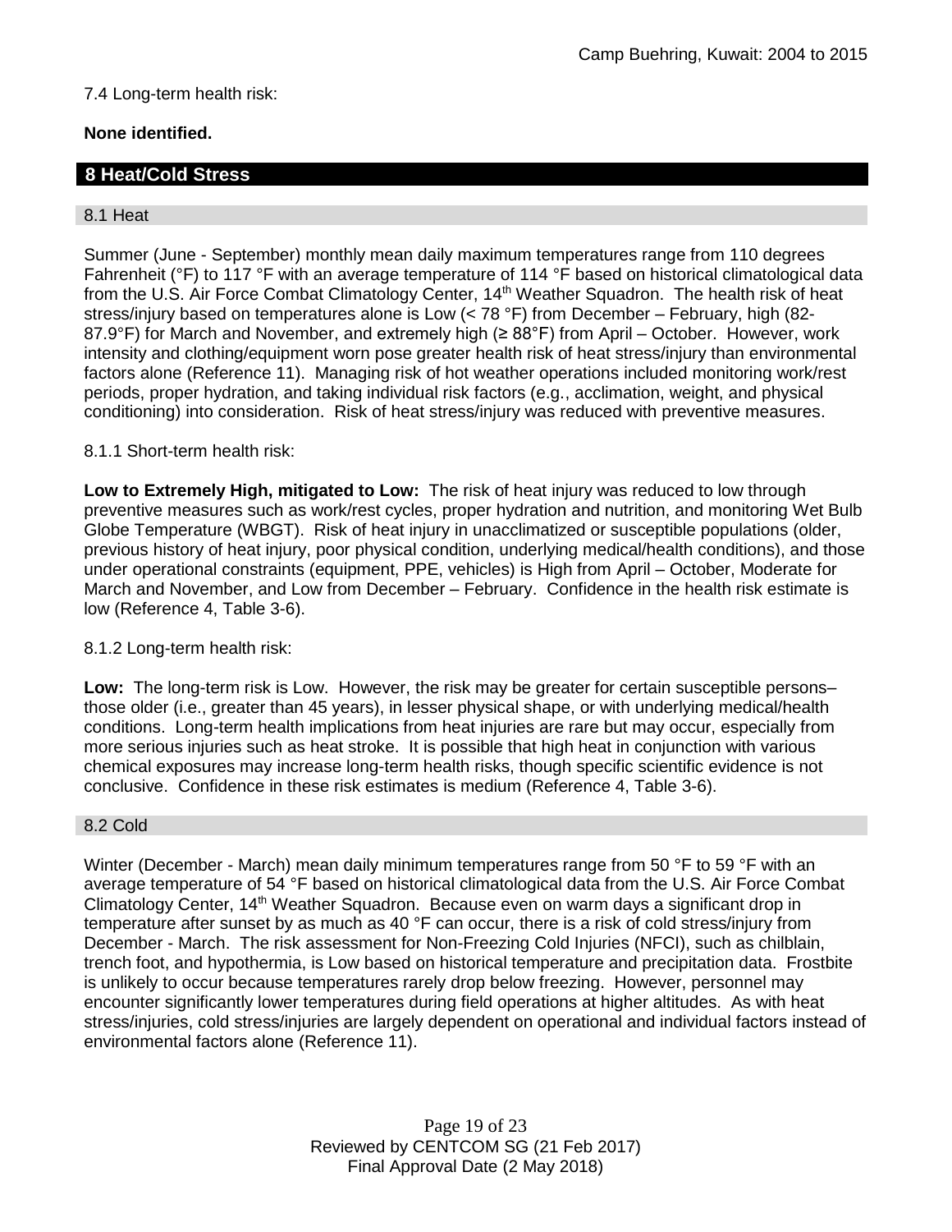7.4 Long-term health risk:

**None identified.**

## 8 Heat/Cold Stress

### 8.1 Heat

Summer (June - September) monthly mean daily maximum temperatures range from 110 degrees Fahrenheit (°F) to 117 °F with an average temperature of 114 °F based on historical climatological data from the U.S. Air Force Combat Climatology Center, 14th Weather Squadron. The health risk of heat stress/injury based on temperatures alone is Low (< 78 °F) from December – February, high (82-87.9°F) for March and November, and extremely high (≥ 88°F) from April – October. However, work intensity and clothing/equipment worn pose greater health risk of heat stress/injury than environmental factors alone (Reference 11). Managing risk of hot weather operations included monitoring work/rest periods, proper hydration, and taking individual risk factors (e.g., acclimation, weight, and physical conditioning) into consideration. Risk of heat stress/injury was reduced with preventive measures.

8.1.1 Short-term health risk:

**Low to Extremely High, mitigated to Low:** The risk of heat injury was reduced to low through preventive measures such as work/rest cycles, proper hydration and nutrition, and monitoring Wet Bulb Globe Temperature (WBGT). Risk of heat injury in unacclimatized or susceptible populations (older, previous history of heat injury, poor physical condition, underlying medical/health conditions), and those under operational constraints (equipment, PPE, vehicles) is High from April – October, Moderate for March and November, and Low from December – February. Confidence in the health risk estimate is low (Reference 4, Table 3-6).

8.1.2 Long-term health risk:

**Low:** The long-term risk is Low. However, the risk may be greater for certain susceptible persons– those older (i.e., greater than 45 years), in lesser physical shape, or with underlying medical/health conditions. Long-term health implications from heat injuries are rare but may occur, especially from more serious injuries such as heat stroke. It is possible that high heat in conjunction with various chemical exposures may increase long-term health risks, though specific scientific evidence is not conclusive. Confidence in these risk estimates is medium (Reference 4, Table 3-6).

### 8.2 Cold

Winter (December - March) mean daily minimum temperatures range from 50 °F to 59 °F with an average temperature of 54 °F based on historical climatological data from the U.S. Air Force Combat Climatology Center, 14th Weather Squadron. Because even on warm days a significant drop in temperature after sunset by as much as 40 °F can occur, there is a risk of cold stress/injury from December - March. The risk assessment for Non-Freezing Cold Injuries (NFCI), such as chilblain, trench foot, and hypothermia, is Low based on historical temperature and precipitation data. Frostbite is unlikely to occur because temperatures rarely drop below freezing. However, personnel may encounter significantly lower temperatures during field operations at higher altitudes. As with heat stress/injuries, cold stress/injuries are largely dependent on operational and individual factors instead of environmental factors alone (Reference 11).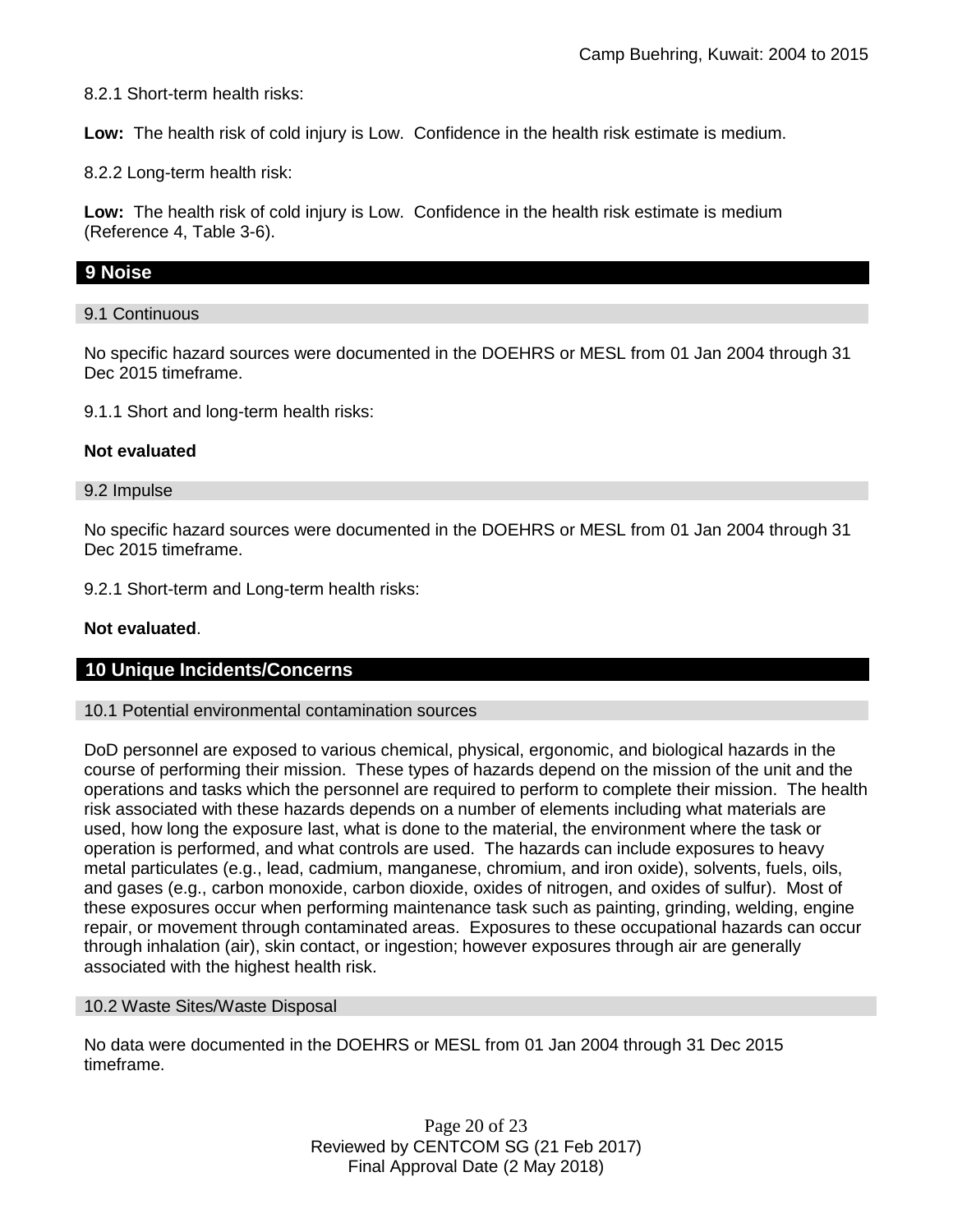8.2.1 Short-term health risks:

**Low:** The health risk of cold injury is Low. Confidence in the health risk estimate is medium.

8.2.2 Long-term health risk:

**Low:** The health risk of cold injury is Low. Confidence in the health risk estimate is medium (Reference 4, Table 3-6).

## 9 Noise

### 9.1 Continuous

No specific hazard sources were documented in the DOEHRS or MESL from 01 Jan 2004 through 31 Dec 2015 timeframe.

9.1.1 Short and long-term health risks:

**Not evaluated**

### 9.2 Impulse

No specific hazard sources were documented in the DOEHRS or MESL from 01 Jan 2004 through 31 Dec 2015 timeframe.

9.2.1 Short-term and Long-term health risks:

**Not evaluated**.

## 10 Unique Incidents/Concerns

### 10.1 Potential environmental contamination sources

DoD personnel are exposed to various chemical, physical, ergonomic, and biological hazards in the course of performing their mission. These types of hazards depend on the mission of the unit and the operations and tasks which the personnel are required to perform to complete their mission. The health risk associated with these hazards depends on a number of elements including what materials are used, how long the exposure last, what is done to the material, the environment where the task or operation is performed, and what controls are used. The hazards can include exposures to heavy metal particulates (e.g., lead, cadmium, manganese, chromium, and iron oxide), solvents, fuels, oils, and gases (e.g., carbon monoxide, carbon dioxide, oxides of nitrogen, and oxides of sulfur). Most of these exposures occur when performing maintenance task such as painting, grinding, welding, engine repair, or movement through contaminated areas. Exposures to these occupational hazards can occur through inhalation (air), skin contact, or ingestion; however exposures through air are generally associated with the highest health risk.

### 10.2 Waste Sites/Waste Disposal

No data were documented in the DOEHRS or MESL from 01 Jan 2004 through 31 Dec 2015 timeframe.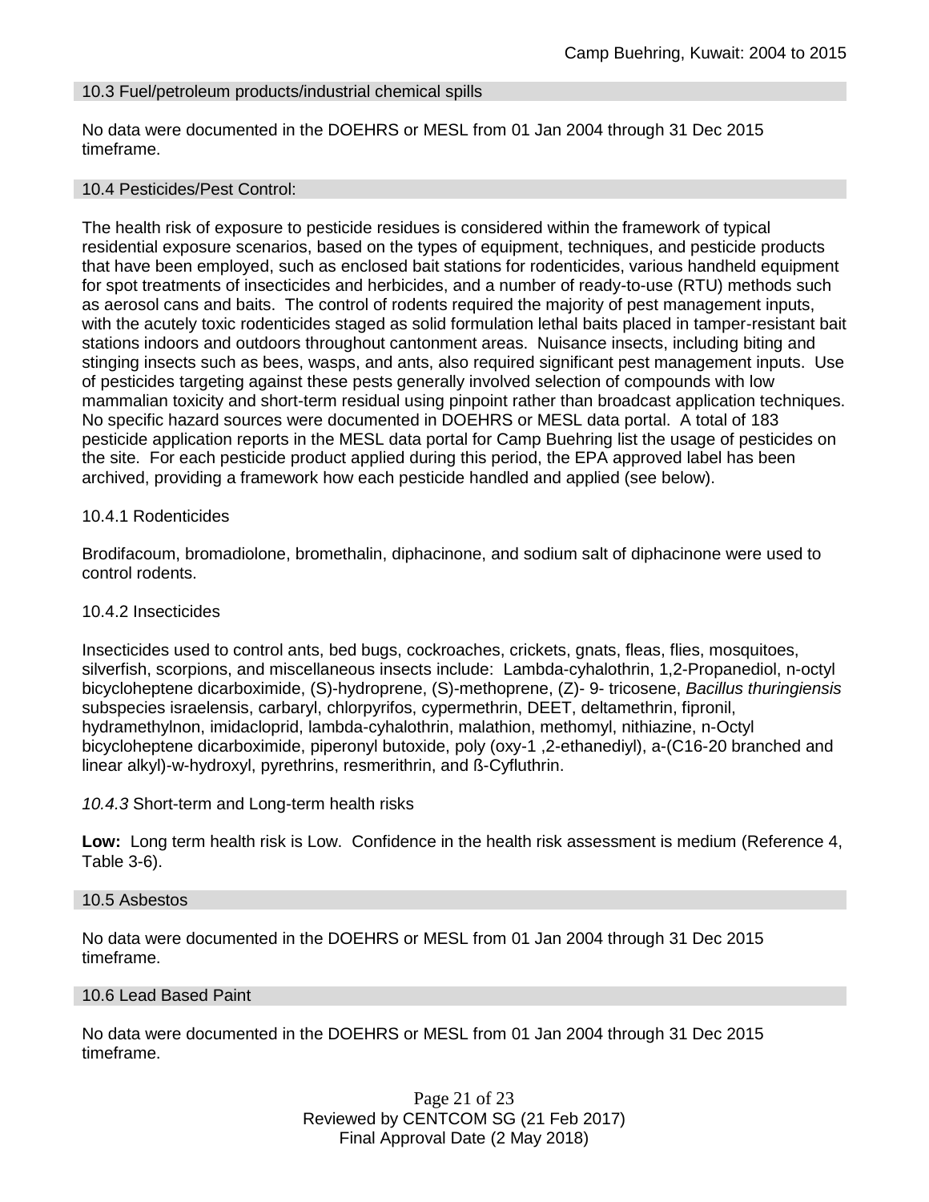### 10.3 Fuel/petroleum products/industrial chemical spills

No data were documented in the DOEHRS or MESL from 01 Jan 2004 through 31 Dec 2015 timeframe.

### 10.4 Pesticides/Pest Control:

The health risk of exposure to pesticide residues is considered within the framework of typical residential exposure scenarios, based on the types of equipment, techniques, and pesticide products that have been employed, such as enclosed bait stations for rodenticides, various handheld equipment for spot treatments of insecticides and herbicides, and a number of ready-to-use (RTU) methods such as aerosol cans and baits. The control of rodents required the majority of pest management inputs, with the acutely toxic rodenticides staged as solid formulation lethal baits placed in tamper-resistant bait stations indoors and outdoors throughout cantonment areas. Nuisance insects, including biting and stinging insects such as bees, wasps, and ants, also required significant pest management inputs. Use of pesticides targeting against these pests generally involved selection of compounds with low mammalian toxicity and short-term residual using pinpoint rather than broadcast application techniques. No specific hazard sources were documented in DOEHRS or MESL data portal. A total of 183 pesticide application reports in the MESL data portal for Camp Buehring list the usage of pesticides on the site. For each pesticide product applied during this period, the EPA approved label has been archived, providing a framework how each pesticide handled and applied (see below).

10.4.1 Rodenticides

Brodifacoum, bromadiolone, bromethalin, diphacinone, and sodium salt of diphacinone were used to control rodents.

10.4.2 Insecticides

Insecticides used to control ants, bed bugs, cockroaches, crickets, gnats, fleas, flies, mosquitoes, silverfish, scorpions, and miscellaneous insects include: Lambda-cyhalothrin, 1,2-Propanediol, n-octyl bicycloheptene dicarboximide, (S)-hydroprene, (S)-methoprene, (Z)- 9- tricosene, *Bacillus thuringiensis* subspecies israelensis, carbaryl, chlorpyrifos, cypermethrin, DEET, deltamethrin, fipronil, hydramethylnon, imidacloprid, lambda-cyhalothrin, malathion, methomyl, nithiazine, n-Octyl bicycloheptene dicarboximide, piperonyl butoxide, poly (oxy-1 ,2-ethanediyl), a-(C16-20 branched and linear alkyl)-w-hydroxyl, pyrethrins, resmerithrin, and ß-Cyfluthrin.

*10.4.3* Short-term and Long-term health risks

**Low:** Long term health risk is Low. Confidence in the health risk assessment is medium (Reference 4, Table 3-6).

### 10.5 Asbestos

No data were documented in the DOEHRS or MESL from 01 Jan 2004 through 31 Dec 2015 timeframe.

### 10.6 Lead Based Paint

No data were documented in the DOEHRS or MESL from 01 Jan 2004 through 31 Dec 2015 timeframe.

Reviewed by CENTCOM SG (21 Feb 2017)
Final Approval Date (2 May 2018)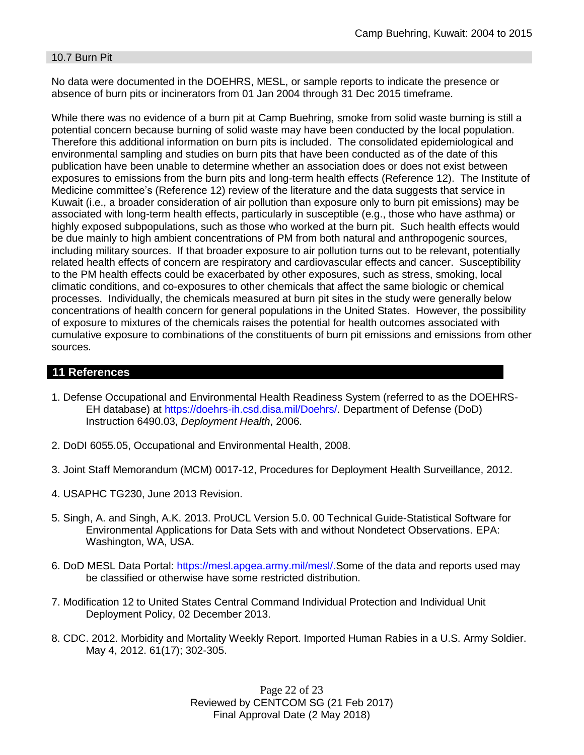### 10.7 Burn Pit

No data were documented in the DOEHRS, MESL, or sample reports to indicate the presence or absence of burn pits or incinerators from 01 Jan 2004 through 31 Dec 2015 timeframe.

While there was no evidence of a burn pit at Camp Buehring, smoke from solid waste burning is still a potential concern because burning of solid waste may have been conducted by the local population. Therefore this additional information on burn pits is included. The consolidated epidemiological and environmental sampling and studies on burn pits that have been conducted as of the date of this publication have been unable to determine whether an association does or does not exist between exposures to emissions from the burn pits and long-term health effects (Reference 12). The Institute of Medicine committee's (Reference 12) review of the literature and the data suggests that service in Kuwait (i.e., a broader consideration of air pollution than exposure only to burn pit emissions) may be associated with long-term health effects, particularly in susceptible (e.g., those who have asthma) or highly exposed subpopulations, such as those who worked at the burn pit. Such health effects would be due mainly to high ambient concentrations of PM from both natural and anthropogenic sources, including military sources. If that broader exposure to air pollution turns out to be relevant, potentially related health effects of concern are respiratory and cardiovascular effects and cancer. Susceptibility to the PM health effects could be exacerbated by other exposures, such as stress, smoking, local climatic conditions, and co-exposures to other chemicals that affect the same biologic or chemical processes. Individually, the chemicals measured at burn pit sites in the study were generally below concentrations of health concern for general populations in the United States. However, the possibility of exposure to mixtures of the chemicals raises the potential for health outcomes associated with cumulative exposure to combinations of the constituents of burn pit emissions and emissions from other sources.

## 11 References

1. Defense Occupational and Environmental Health Readiness System (referred to as the DOEHRS-EH database) at https://doehrs-ih.csd.disa.mil/Doehrs/. Department of Defense (DoD) Instruction 6490.03, *Deployment Health*, 2006.

2. DoDI 6055.05, Occupational and Environmental Health, 2008.

3. Joint Staff Memorandum (MCM) 0017-12, Procedures for Deployment Health Surveillance, 2012.

4. USAPHC TG230, June 2013 Revision.

5. Singh, A. and Singh, A.K. 2013. ProUCL Version 5.0. 00 Technical Guide-Statistical Software for Environmental Applications for Data Sets with and without Nondetect Observations. EPA: Washington, WA, USA.

6. DoD MESL Data Portal: https://mesl.apgea.army.mil/mesl/.Some of the data and reports used may be classified or otherwise have some restricted distribution.

7. Modification 12 to United States Central Command Individual Protection and Individual Unit Deployment Policy, 02 December 2013.

8. CDC. 2012. Morbidity and Mortality Weekly Report. Imported Human Rabies in a U.S. Army Soldier. May 4, 2012. 61(17); 302-305.

Reviewed by CENTCOM SG (21 Feb 2017)
Final Approval Date (2 May 2018)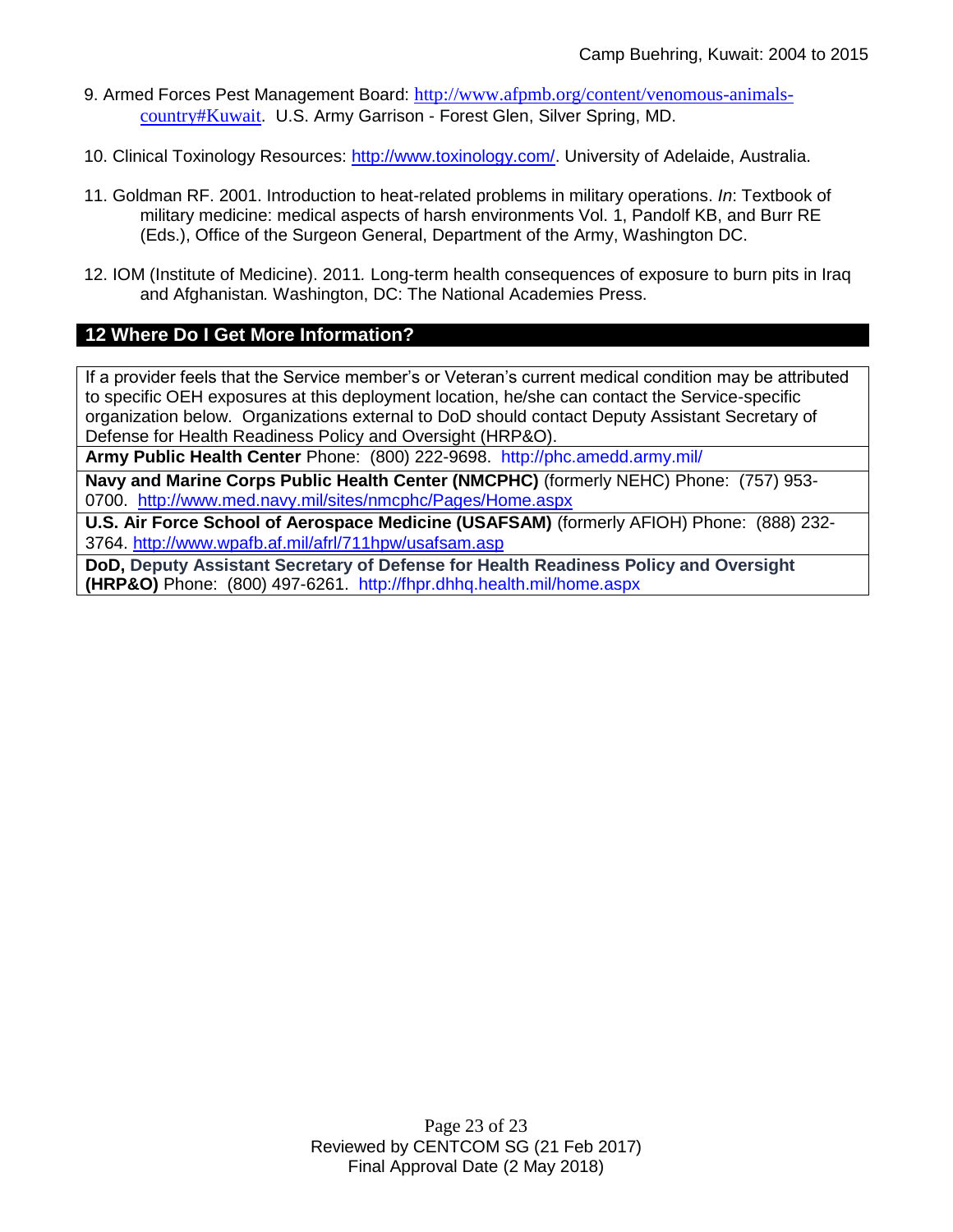9. Armed Forces Pest Management Board: http://www.afpmb.org/content/venomous-animals-country#Kuwait. U.S. Army Garrison - Forest Glen, Silver Spring, MD.

10. Clinical Toxinology Resources: http://www.toxinology.com/. University of Adelaide, Australia.

11. Goldman RF. 2001. Introduction to heat-related problems in military operations. *In*: Textbook of military medicine: medical aspects of harsh environments Vol. 1, Pandolf KB, and Burr RE (Eds.), Office of the Surgeon General, Department of the Army, Washington DC.

12. IOM (Institute of Medicine). 2011*.* Long-term health consequences of exposure to burn pits in Iraq and Afghanistan*.* Washington, DC: The National Academies Press.

## 12 Where Do I Get More Information?

| |
|---|
| If a provider feels that the Service member's or Veteran's current medical condition may be attributed to specific OEH exposures at this deployment location, he/she can contact the Service-specific organization below. Organizations external to DoD should contact Deputy Assistant Secretary of Defense for Health Readiness Policy and Oversight (HRP&O). |
| **Army Public Health Center** Phone: (800) 222-9698. http://phc.amedd.army.mil/ |
| **Navy and Marine Corps Public Health Center (NMCPHC)** (formerly NEHC) Phone: (757) 953-0700. http://www.med.navy.mil/sites/nmcphc/Pages/Home.aspx |
| **U.S. Air Force School of Aerospace Medicine (USAFSAM)** (formerly AFIOH) Phone: (888) 232-3764. http://www.wpafb.af.mil/afrl/711hpw/usafsam.asp |
| **DoD, Deputy Assistant Secretary of Defense for Health Readiness Policy and Oversight (HRP&O)** Phone: (800) 497-6261. http://fhpr.dhhq.health.mil/home.aspx |

Reviewed by CENTCOM SG (21 Feb 2017)
Final Approval Date (2 May 2018)